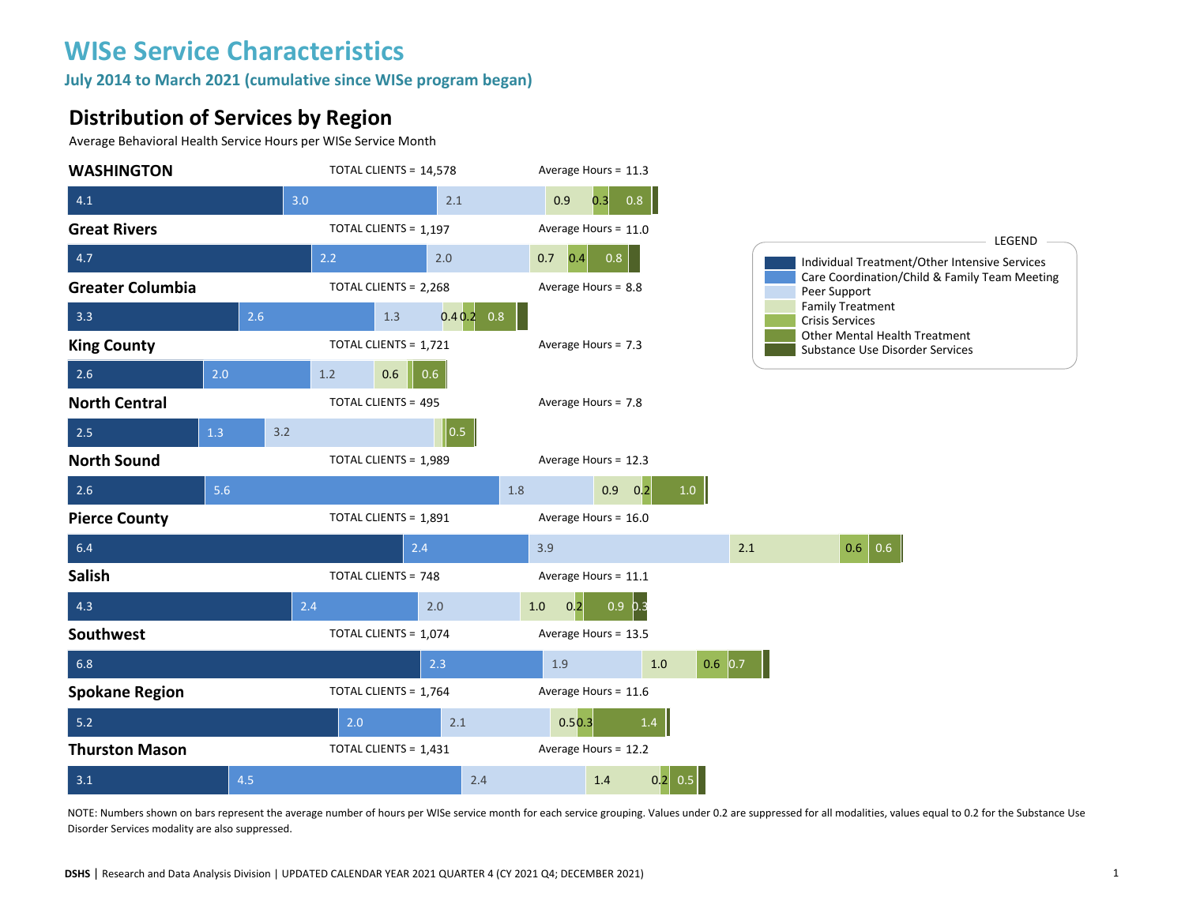# WISe Service Characteristics

**July 2014 to March 2021 (cumulative since WISe program began)**

## Distribution of Services by Region

Average Behavioral Health Service Hours per WISe Service Month

| Region | Total Clients | Average Hours | Individual Treatment/Other Intensive Services | Care Coordination/Child & Family Team Meeting | Peer Support | Family Treatment | Crisis Services | Other Mental Health Treatment | Substance Use Disorder Services |
|---|---|---|---|---|---|---|---|---|---|
| WASHINGTON | 14,578 | 11.3 | 4.1 | 3.0 | 2.1 | 0.9 | 0.3 | 0.8 | |
| Great Rivers | 1,197 | 11.0 | 4.7 | 2.2 | 2.0 | 0.7 | 0.4 | 0.8 | |
| Greater Columbia | 2,268 | 8.8 | 3.3 | 2.6 | 1.3 | 0.4 | 0.2 | 0.8 | |
| King County | 1,721 | 7.3 | 2.6 | 2.0 | 1.2 | 0.6 | | 0.6 | |
| North Central | 495 | 7.8 | 2.5 | 1.3 | 3.2 | | | 0.5 | |
| North Sound | 1,989 | 12.3 | 2.6 | 5.6 | 1.8 | 0.9 | 0.2 | 1.0 | |
| Pierce County | 1,891 | 16.0 | 6.4 | 2.4 | 3.9 | 2.1 | 0.6 | 0.6 | |
| Salish | 748 | 11.1 | 4.3 | 2.4 | 2.0 | 1.0 | 0.2 | 0.9 | 0.3 |
| Southwest | 1,074 | 13.5 | 6.8 | 2.3 | 1.9 | 1.0 | 0.6 | 0.7 | |
| Spokane Region | 1,764 | 11.6 | 5.2 | 2.0 | 2.1 | 0.5 | 0.3 | 1.4 | |
| Thurston Mason | 1,431 | 12.2 | 3.1 | 4.5 | 2.4 | 1.4 | 0.2 | 0.5 | |

NOTE: Numbers shown on bars represent the average number of hours per WISe service month for each service grouping. Values under 0.2 are suppressed for all modalities, values equal to 0.2 for the Substance Use Disorder Services modality are also suppressed.

**DSHS** | Research and Data Analysis Division | UPDATED CALENDAR YEAR 2021 QUARTER 4 (CY 2021 Q4; DECEMBER 2021)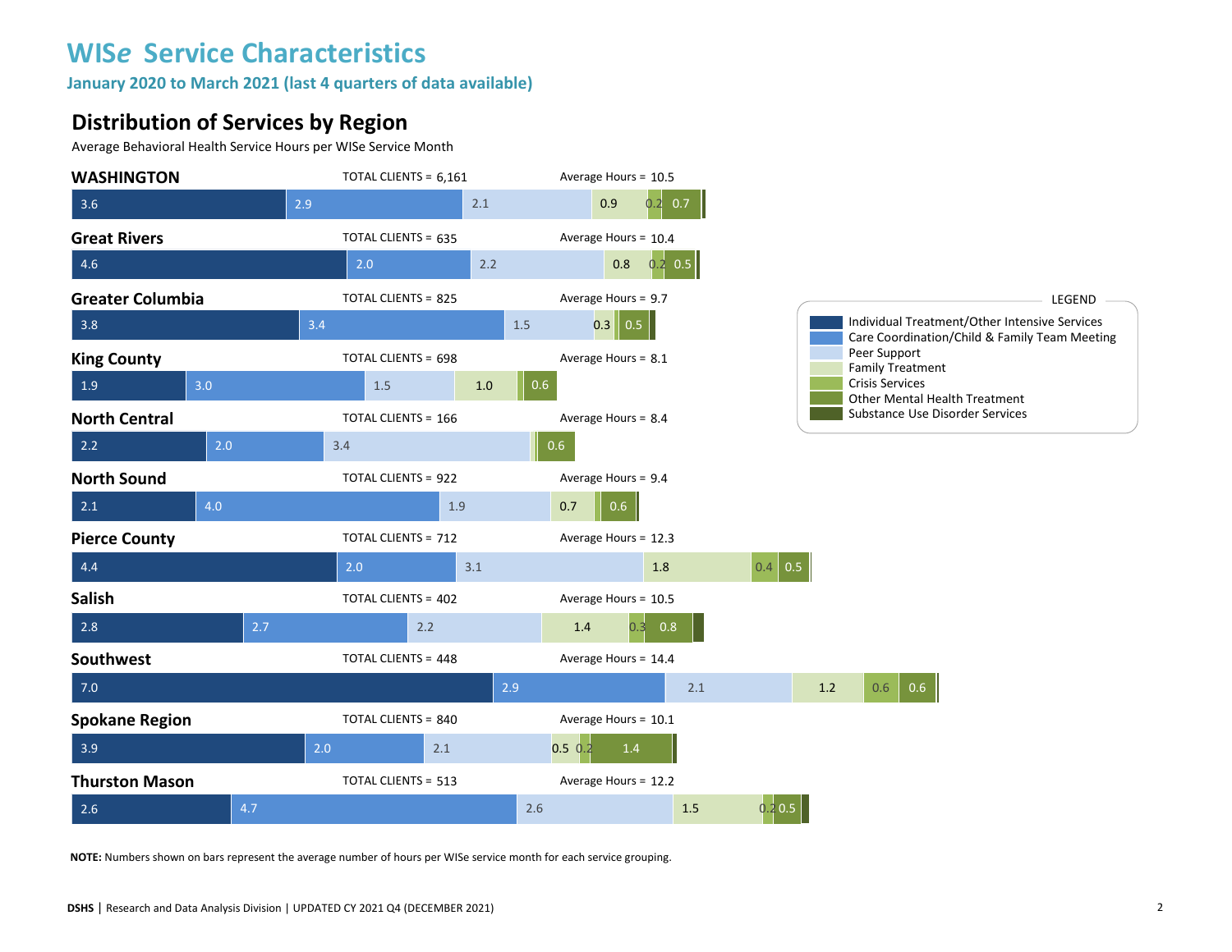# WIS*e* Service Characteristics

**January 2020 to March 2021 (last 4 quarters of data available)**

## Distribution of Services by Region

Average Behavioral Health Service Hours per WISe Service Month

| Region | Total Clients | Average Hours | Individual Treatment/Other Intensive Services | Care Coordination/Child & Family Team Meeting | Peer Support | Family Treatment | Crisis Services | Other Mental Health Treatment | Substance Use Disorder Services |
|---|---|---|---|---|---|---|---|---|---|
| WASHINGTON | 6,161 | 10.5 | 3.6 | 2.9 | 2.1 | 0.9 | 0.2 | 0.7 | |
| Great Rivers | 635 | 10.4 | 4.6 | 2.0 | 2.2 | 0.8 | 0.2 | 0.5 | |
| Greater Columbia | 825 | 9.7 | 3.8 | 3.4 | 1.5 | 0.3 | | 0.5 | |
| King County | 698 | 8.1 | 1.9 | 3.0 | 1.5 | 1.0 | | 0.6 | |
| North Central | 166 | 8.4 | 2.2 | 2.0 | 3.4 | | | 0.6 | |
| North Sound | 922 | 9.4 | 2.1 | 4.0 | 1.9 | 0.7 | | 0.6 | |
| Pierce County | 712 | 12.3 | 4.4 | 2.0 | 3.1 | 1.8 | 0.4 | 0.5 | |
| Salish | 402 | 10.5 | 2.8 | 2.7 | 2.2 | 1.4 | 0.3 | 0.8 | |
| Southwest | 448 | 14.4 | 7.0 | 2.9 | 2.1 | 1.2 | 0.6 | 0.6 | |
| Spokane Region | 840 | 10.1 | 3.9 | 2.0 | 2.1 | 0.5 | 0.2 | 1.4 | |
| Thurston Mason | 513 | 12.2 | 2.6 | 4.7 | 2.6 | 1.5 | 0.2 | 0.5 | |

**NOTE:** Numbers shown on bars represent the average number of hours per WISe service month for each service grouping.

DSHS | Research and Data Analysis Division | UPDATED CY 2021 Q4 (DECEMBER 2021)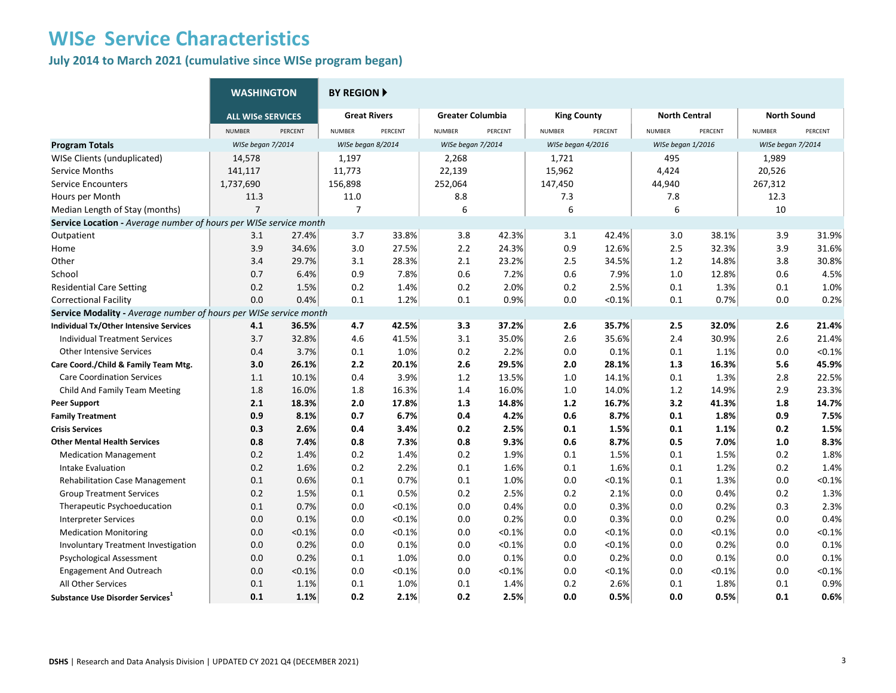# WIS*e* Service Characteristics

## July 2014 to March 2021 (cumulative since WISe program began)

| | WASHINGTON | | BY REGION ▶ | | | | | | | | | |
|---|---|---|---|---|---|---|---|---|---|---|---|---|
| | ALL WISe SERVICES | | Great Rivers | | Greater Columbia | | King County | | North Central | | North Sound | |
| | NUMBER | PERCENT | NUMBER | PERCENT | NUMBER | PERCENT | NUMBER | PERCENT | NUMBER | PERCENT | NUMBER | PERCENT |
| **Program Totals** | *WISe began 7/2014* | | *WISe began 8/2014* | | *WISe began 7/2014* | | *WISe began 4/2016* | | *WISe began 1/2016* | | *WISe began 7/2014* | |
| WISe Clients (unduplicated) | 14,578 | | 1,197 | | 2,268 | | 1,721 | | 495 | | 1,989 | |
| Service Months | 141,117 | | 11,773 | | 22,139 | | 15,962 | | 4,424 | | 20,526 | |
| Service Encounters | 1,737,690 | | 156,898 | | 252,064 | | 147,450 | | 44,940 | | 267,312 | |
| Hours per Month | 11.3 | | 11.0 | | 8.8 | | 7.3 | | 7.8 | | 12.3 | |
| Median Length of Stay (months) | 7 | | 7 | | 6 | | 6 | | 6 | | 10 | |
| **Service Location -** *Average number of hours per WISe service month* | | | | | | | | | | | | |
| Outpatient | 3.1 | 27.4% | 3.7 | 33.8% | 3.8 | 42.3% | 3.1 | 42.4% | 3.0 | 38.1% | 3.9 | 31.9% |
| Home | 3.9 | 34.6% | 3.0 | 27.5% | 2.2 | 24.3% | 0.9 | 12.6% | 2.5 | 32.3% | 3.9 | 31.6% |
| Other | 3.4 | 29.7% | 3.1 | 28.3% | 2.1 | 23.2% | 2.5 | 34.5% | 1.2 | 14.8% | 3.8 | 30.8% |
| School | 0.7 | 6.4% | 0.9 | 7.8% | 0.6 | 7.2% | 0.6 | 7.9% | 1.0 | 12.8% | 0.6 | 4.5% |
| Residential Care Setting | 0.2 | 1.5% | 0.2 | 1.4% | 0.2 | 2.0% | 0.2 | 2.5% | 0.1 | 1.3% | 0.1 | 1.0% |
| Correctional Facility | 0.0 | 0.4% | 0.1 | 1.2% | 0.1 | 0.9% | 0.0 | <0.1% | 0.1 | 0.7% | 0.0 | 0.2% |
| **Service Modality -** *Average number of hours per WISe service month* | | | | | | | | | | | | |
| **Individual Tx/Other Intensive Services** | **4.1** | **36.5%** | **4.7** | **42.5%** | **3.3** | **37.2%** | **2.6** | **35.7%** | **2.5** | **32.0%** | **2.6** | **21.4%** |
| Individual Treatment Services | 3.7 | 32.8% | 4.6 | 41.5% | 3.1 | 35.0% | 2.6 | 35.6% | 2.4 | 30.9% | 2.6 | 21.4% |
| Other Intensive Services | 0.4 | 3.7% | 0.1 | 1.0% | 0.2 | 2.2% | 0.0 | 0.1% | 0.1 | 1.1% | 0.0 | <0.1% |
| **Care Coord./Child & Family Team Mtg.** | **3.0** | **26.1%** | **2.2** | **20.1%** | **2.6** | **29.5%** | **2.0** | **28.1%** | **1.3** | **16.3%** | **5.6** | **45.9%** |
| Care Coordination Services | 1.1 | 10.1% | 0.4 | 3.9% | 1.2 | 13.5% | 1.0 | 14.1% | 0.1 | 1.3% | 2.8 | 22.5% |
| Child And Family Team Meeting | 1.8 | 16.0% | 1.8 | 16.3% | 1.4 | 16.0% | 1.0 | 14.0% | 1.2 | 14.9% | 2.9 | 23.3% |
| **Peer Support** | **2.1** | **18.3%** | **2.0** | **17.8%** | **1.3** | **14.8%** | **1.2** | **16.7%** | **3.2** | **41.3%** | **1.8** | **14.7%** |
| **Family Treatment** | **0.9** | **8.1%** | **0.7** | **6.7%** | **0.4** | **4.2%** | **0.6** | **8.7%** | **0.1** | **1.8%** | **0.9** | **7.5%** |
| **Crisis Services** | **0.3** | **2.6%** | **0.4** | **3.4%** | **0.2** | **2.5%** | **0.1** | **1.5%** | **0.1** | **1.1%** | **0.2** | **1.5%** |
| **Other Mental Health Services** | **0.8** | **7.4%** | **0.8** | **7.3%** | **0.8** | **9.3%** | **0.6** | **8.7%** | **0.5** | **7.0%** | **1.0** | **8.3%** |
| Medication Management | 0.2 | 1.4% | 0.2 | 1.4% | 0.2 | 1.9% | 0.1 | 1.5% | 0.1 | 1.5% | 0.2 | 1.8% |
| Intake Evaluation | 0.2 | 1.6% | 0.2 | 2.2% | 0.1 | 1.6% | 0.1 | 1.6% | 0.1 | 1.2% | 0.2 | 1.4% |
| Rehabilitation Case Management | 0.1 | 0.6% | 0.1 | 0.7% | 0.1 | 1.0% | 0.0 | <0.1% | 0.1 | 1.3% | 0.0 | <0.1% |
| Group Treatment Services | 0.2 | 1.5% | 0.1 | 0.5% | 0.2 | 2.5% | 0.2 | 2.1% | 0.0 | 0.4% | 0.2 | 1.3% |
| Therapeutic Psychoeducation | 0.1 | 0.7% | 0.0 | <0.1% | 0.0 | 0.4% | 0.0 | 0.3% | 0.0 | 0.2% | 0.3 | 2.3% |
| Interpreter Services | 0.0 | 0.1% | 0.0 | <0.1% | 0.0 | 0.2% | 0.0 | 0.3% | 0.0 | 0.2% | 0.0 | 0.4% |
| Medication Monitoring | 0.0 | <0.1% | 0.0 | <0.1% | 0.0 | <0.1% | 0.0 | <0.1% | 0.0 | <0.1% | 0.0 | <0.1% |
| Involuntary Treatment Investigation | 0.0 | 0.2% | 0.0 | 0.1% | 0.0 | <0.1% | 0.0 | <0.1% | 0.0 | 0.2% | 0.0 | 0.1% |
| Psychological Assessment | 0.0 | 0.2% | 0.1 | 1.0% | 0.0 | 0.1% | 0.0 | 0.2% | 0.0 | 0.1% | 0.0 | 0.1% |
| Engagement And Outreach | 0.0 | <0.1% | 0.0 | <0.1% | 0.0 | <0.1% | 0.0 | <0.1% | 0.0 | <0.1% | 0.0 | <0.1% |
| All Other Services | 0.1 | 1.1% | 0.1 | 1.0% | 0.1 | 1.4% | 0.2 | 2.6% | 0.1 | 1.8% | 0.1 | 0.9% |
| **Substance Use Disorder Services**[1] | **0.1** | **1.1%** | **0.2** | **2.1%** | **0.2** | **2.5%** | **0.0** | **0.5%** | **0.0** | **0.5%** | **0.1** | **0.6%** |

**DSHS** | Research and Data Analysis Division | UPDATED CY 2021 Q4 (DECEMBER 2021)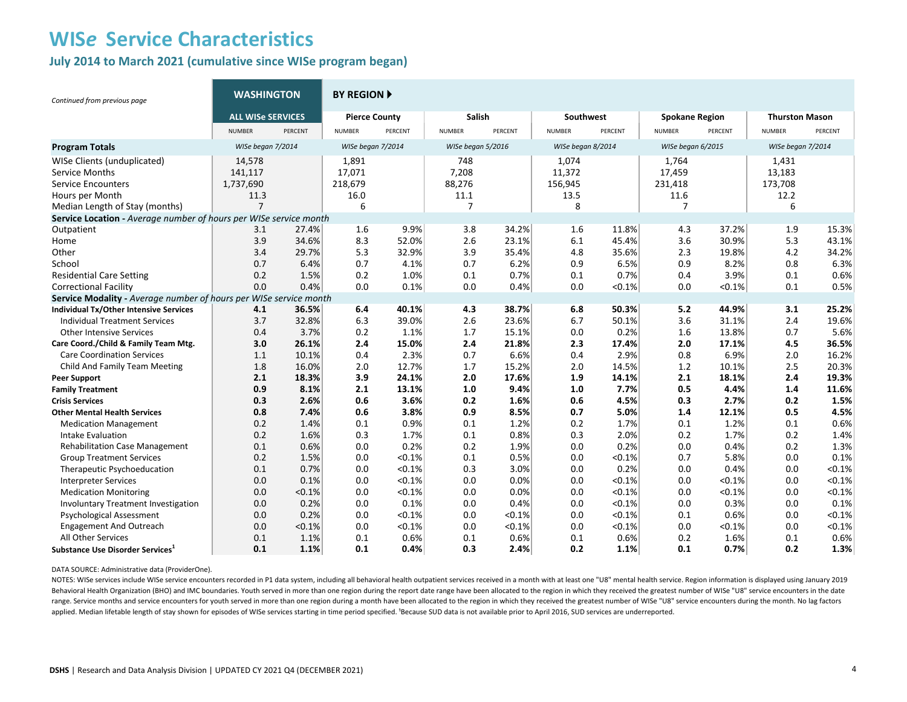# WIS*e* Service Characteristics

## July 2014 to March 2021 (cumulative since WISe program began)

| *Continued from previous page* | WASHINGTON | | BY REGION ▶ | | | | | | | | | |
|---|---|---|---|---|---|---|---|---|---|---|---|---|
| | ALL WISe SERVICES | | Pierce County | | Salish | | Southwest | | Spokane Region | | Thurston Mason | |
| | NUMBER | PERCENT | NUMBER | PERCENT | NUMBER | PERCENT | NUMBER | PERCENT | NUMBER | PERCENT | NUMBER | PERCENT |
| **Program Totals** | *WISe began 7/2014* | | *WISe began 7/2014* | | *WISe began 5/2016* | | *WISe began 8/2014* | | *WISe began 6/2015* | | *WISe began 7/2014* | |
| WISe Clients (unduplicated) | 14,578 | | 1,891 | | 748 | | 1,074 | | 1,764 | | 1,431 | |
| Service Months | 141,117 | | 17,071 | | 7,208 | | 11,372 | | 17,459 | | 13,183 | |
| Service Encounters | 1,737,690 | | 218,679 | | 88,276 | | 156,945 | | 231,418 | | 173,708 | |
| Hours per Month | 11.3 | | 16.0 | | 11.1 | | 13.5 | | 11.6 | | 12.2 | |
| Median Length of Stay (months) | 7 | | 6 | | 7 | | 8 | | 7 | | 6 | |
| **Service Location** - *Average number of hours per WISe service month* | | | | | | | | | | | | |
| Outpatient | 3.1 | 27.4% | 1.6 | 9.9% | 3.8 | 34.2% | 1.6 | 11.8% | 4.3 | 37.2% | 1.9 | 15.3% |
| Home | 3.9 | 34.6% | 8.3 | 52.0% | 2.6 | 23.1% | 6.1 | 45.4% | 3.6 | 30.9% | 5.3 | 43.1% |
| Other | 3.4 | 29.7% | 5.3 | 32.9% | 3.9 | 35.4% | 4.8 | 35.6% | 2.3 | 19.8% | 4.2 | 34.2% |
| School | 0.7 | 6.4% | 0.7 | 4.1% | 0.7 | 6.2% | 0.9 | 6.5% | 0.9 | 8.2% | 0.8 | 6.3% |
| Residential Care Setting | 0.2 | 1.5% | 0.2 | 1.0% | 0.1 | 0.7% | 0.1 | 0.7% | 0.4 | 3.9% | 0.1 | 0.6% |
| Correctional Facility | 0.0 | 0.4% | 0.0 | 0.1% | 0.0 | 0.4% | 0.0 | <0.1% | 0.0 | <0.1% | 0.1 | 0.5% |
| **Service Modality** - *Average number of hours per WISe service month* | | | | | | | | | | | | |
| **Individual Tx/Other Intensive Services** | **4.1** | **36.5%** | **6.4** | **40.1%** | **4.3** | **38.7%** | **6.8** | **50.3%** | **5.2** | **44.9%** | **3.1** | **25.2%** |
| Individual Treatment Services | 3.7 | 32.8% | 6.3 | 39.0% | 2.6 | 23.6% | 6.7 | 50.1% | 3.6 | 31.1% | 2.4 | 19.6% |
| Other Intensive Services | 0.4 | 3.7% | 0.2 | 1.1% | 1.7 | 15.1% | 0.0 | 0.2% | 1.6 | 13.8% | 0.7 | 5.6% |
| **Care Coord./Child & Family Team Mtg.** | **3.0** | **26.1%** | **2.4** | **15.0%** | **2.4** | **21.8%** | **2.3** | **17.4%** | **2.0** | **17.1%** | **4.5** | **36.5%** |
| Care Coordination Services | 1.1 | 10.1% | 0.4 | 2.3% | 0.7 | 6.6% | 0.4 | 2.9% | 0.8 | 6.9% | 2.0 | 16.2% |
| Child And Family Team Meeting | 1.8 | 16.0% | 2.0 | 12.7% | 1.7 | 15.2% | 2.0 | 14.5% | 1.2 | 10.1% | 2.5 | 20.3% |
| **Peer Support** | **2.1** | **18.3%** | **3.9** | **24.1%** | **2.0** | **17.6%** | **1.9** | **14.1%** | **2.1** | **18.1%** | **2.4** | **19.3%** |
| **Family Treatment** | **0.9** | **8.1%** | **2.1** | **13.1%** | **1.0** | **9.4%** | **1.0** | **7.7%** | **0.5** | **4.4%** | **1.4** | **11.6%** |
| **Crisis Services** | **0.3** | **2.6%** | **0.6** | **3.6%** | **0.2** | **1.6%** | **0.6** | **4.5%** | **0.3** | **2.7%** | **0.2** | **1.5%** |
| **Other Mental Health Services** | **0.8** | **7.4%** | **0.6** | **3.8%** | **0.9** | **8.5%** | **0.7** | **5.0%** | **1.4** | **12.1%** | **0.5** | **4.5%** |
| Medication Management | 0.2 | 1.4% | 0.1 | 0.9% | 0.1 | 1.2% | 0.2 | 1.7% | 0.1 | 1.2% | 0.1 | 0.6% |
| Intake Evaluation | 0.2 | 1.6% | 0.3 | 1.7% | 0.1 | 0.8% | 0.3 | 2.0% | 0.2 | 1.7% | 0.2 | 1.4% |
| Rehabilitation Case Management | 0.1 | 0.6% | 0.0 | 0.2% | 0.2 | 1.9% | 0.0 | 0.2% | 0.0 | 0.4% | 0.2 | 1.3% |
| Group Treatment Services | 0.2 | 1.5% | 0.0 | <0.1% | 0.1 | 0.5% | 0.0 | <0.1% | 0.7 | 5.8% | 0.0 | 0.1% |
| Therapeutic Psychoeducation | 0.1 | 0.7% | 0.0 | <0.1% | 0.3 | 3.0% | 0.0 | 0.2% | 0.0 | 0.4% | 0.0 | <0.1% |
| Interpreter Services | 0.0 | 0.1% | 0.0 | <0.1% | 0.0 | 0.0% | 0.0 | <0.1% | 0.0 | <0.1% | 0.0 | <0.1% |
| Medication Monitoring | 0.0 | <0.1% | 0.0 | <0.1% | 0.0 | 0.0% | 0.0 | <0.1% | 0.0 | <0.1% | 0.0 | <0.1% |
| Involuntary Treatment Investigation | 0.0 | 0.2% | 0.0 | 0.1% | 0.0 | 0.4% | 0.0 | <0.1% | 0.0 | 0.3% | 0.0 | 0.1% |
| Psychological Assessment | 0.0 | 0.2% | 0.0 | <0.1% | 0.0 | <0.1% | 0.0 | <0.1% | 0.1 | 0.6% | 0.0 | <0.1% |
| Engagement And Outreach | 0.0 | <0.1% | 0.0 | <0.1% | 0.0 | <0.1% | 0.0 | <0.1% | 0.0 | <0.1% | 0.0 | <0.1% |
| All Other Services | 0.1 | 1.1% | 0.1 | 0.6% | 0.1 | 0.6% | 0.1 | 0.6% | 0.2 | 1.6% | 0.1 | 0.6% |
| **Substance Use Disorder Services[1]** | **0.1** | **1.1%** | **0.1** | **0.4%** | **0.3** | **2.4%** | **0.2** | **1.1%** | **0.1** | **0.7%** | **0.2** | **1.3%** |

DATA SOURCE: Administrative data (ProviderOne).

NOTES: WISe services include WISe service encounters recorded in P1 data system, including all behavioral health outpatient services received in a month with at least one "U8" mental health service. Region information is displayed using January 2019 Behavioral Health Organization (BHO) and IMC boundaries. Youth served in more than one region during the report date range have been allocated to the region in which they received the greatest number of WISe "U8" service encounters in the date range. Service months and service encounters for youth served in more than one region during a month have been allocated to the region in which they received the greatest number of WISe "U8" service encounters during the month. No lag factors applied. Median lifetable length of stay shown for episodes of WISe services starting in time period specified. [1]Because SUD data is not available prior to April 2016, SUD services are underreported.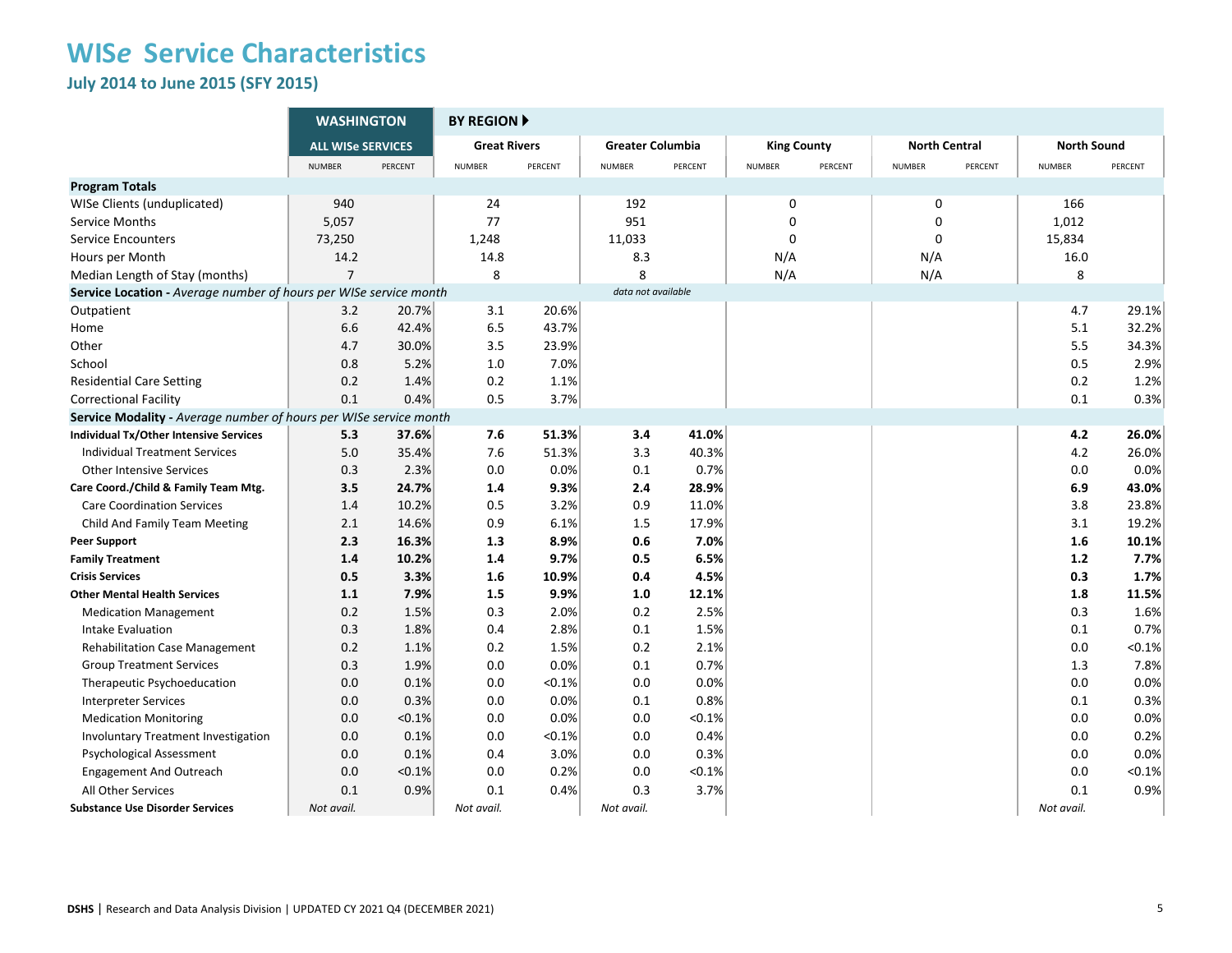# WIS*e* Service Characteristics

## July 2014 to June 2015 (SFY 2015)

| | WASHINGTON | | BY REGION ▶ | | | | | | | | | |
|---|---|---|---|---|---|---|---|---|---|---|---|---|
| | ALL WISe SERVICES | | Great Rivers | | Greater Columbia | | King County | | North Central | | North Sound | |
| | NUMBER | PERCENT | NUMBER | PERCENT | NUMBER | PERCENT | NUMBER | PERCENT | NUMBER | PERCENT | NUMBER | PERCENT |
| **Program Totals** | | | | | | | | | | | | |
| WISe Clients (unduplicated) | 940 | | 24 | | 192 | | 0 | | 0 | | 166 | |
| Service Months | 5,057 | | 77 | | 951 | | 0 | | 0 | | 1,012 | |
| Service Encounters | 73,250 | | 1,248 | | 11,033 | | 0 | | 0 | | 15,834 | |
| Hours per Month | 14.2 | | 14.8 | | 8.3 | | N/A | | N/A | | 16.0 | |
| Median Length of Stay (months) | 7 | | 8 | | 8 | | N/A | | N/A | | 8 | |
| **Service Location -** *Average number of hours per WISe service month* | | | | | *data not available* | | | | | | | |
| Outpatient | 3.2 | 20.7% | 3.1 | 20.6% | | | | | | | 4.7 | 29.1% |
| Home | 6.6 | 42.4% | 6.5 | 43.7% | | | | | | | 5.1 | 32.2% |
| Other | 4.7 | 30.0% | 3.5 | 23.9% | | | | | | | 5.5 | 34.3% |
| School | 0.8 | 5.2% | 1.0 | 7.0% | | | | | | | 0.5 | 2.9% |
| Residential Care Setting | 0.2 | 1.4% | 0.2 | 1.1% | | | | | | | 0.2 | 1.2% |
| Correctional Facility | 0.1 | 0.4% | 0.5 | 3.7% | | | | | | | 0.1 | 0.3% |
| **Service Modality -** *Average number of hours per WISe service month* | | | | | | | | | | | | |
| **Individual Tx/Other Intensive Services** | **5.3** | **37.6%** | **7.6** | **51.3%** | **3.4** | **41.0%** | | | | | **4.2** | **26.0%** |
| Individual Treatment Services | 5.0 | 35.4% | 7.6 | 51.3% | 3.3 | 40.3% | | | | | 4.2 | 26.0% |
| Other Intensive Services | 0.3 | 2.3% | 0.0 | 0.0% | 0.1 | 0.7% | | | | | 0.0 | 0.0% |
| **Care Coord./Child & Family Team Mtg.** | **3.5** | **24.7%** | **1.4** | **9.3%** | **2.4** | **28.9%** | | | | | **6.9** | **43.0%** |
| Care Coordination Services | 1.4 | 10.2% | 0.5 | 3.2% | 0.9 | 11.0% | | | | | 3.8 | 23.8% |
| Child And Family Team Meeting | 2.1 | 14.6% | 0.9 | 6.1% | 1.5 | 17.9% | | | | | 3.1 | 19.2% |
| **Peer Support** | **2.3** | **16.3%** | **1.3** | **8.9%** | **0.6** | **7.0%** | | | | | **1.6** | **10.1%** |
| **Family Treatment** | **1.4** | **10.2%** | **1.4** | **9.7%** | **0.5** | **6.5%** | | | | | **1.2** | **7.7%** |
| **Crisis Services** | **0.5** | **3.3%** | **1.6** | **10.9%** | **0.4** | **4.5%** | | | | | **0.3** | **1.7%** |
| **Other Mental Health Services** | **1.1** | **7.9%** | **1.5** | **9.9%** | **1.0** | **12.1%** | | | | | **1.8** | **11.5%** |
| Medication Management | 0.2 | 1.5% | 0.3 | 2.0% | 0.2 | 2.5% | | | | | 0.3 | 1.6% |
| Intake Evaluation | 0.3 | 1.8% | 0.4 | 2.8% | 0.1 | 1.5% | | | | | 0.1 | 0.7% |
| Rehabilitation Case Management | 0.2 | 1.1% | 0.2 | 1.5% | 0.2 | 2.1% | | | | | 0.0 | <0.1% |
| Group Treatment Services | 0.3 | 1.9% | 0.0 | 0.0% | 0.1 | 0.7% | | | | | 1.3 | 7.8% |
| Therapeutic Psychoeducation | 0.0 | 0.1% | 0.0 | <0.1% | 0.0 | 0.0% | | | | | 0.0 | 0.0% |
| Interpreter Services | 0.0 | 0.3% | 0.0 | 0.0% | 0.1 | 0.8% | | | | | 0.1 | 0.3% |
| Medication Monitoring | 0.0 | <0.1% | 0.0 | 0.0% | 0.0 | <0.1% | | | | | 0.0 | 0.0% |
| Involuntary Treatment Investigation | 0.0 | 0.1% | 0.0 | <0.1% | 0.0 | 0.4% | | | | | 0.0 | 0.2% |
| Psychological Assessment | 0.0 | 0.1% | 0.4 | 3.0% | 0.0 | 0.3% | | | | | 0.0 | 0.0% |
| Engagement And Outreach | 0.0 | <0.1% | 0.0 | 0.2% | 0.0 | <0.1% | | | | | 0.0 | <0.1% |
| All Other Services | 0.1 | 0.9% | 0.1 | 0.4% | 0.3 | 3.7% | | | | | 0.1 | 0.9% |
| **Substance Use Disorder Services** | *Not avail.* | | *Not avail.* | | *Not avail.* | | | | | | *Not avail.* | |

**DSHS** | Research and Data Analysis Division | UPDATED CY 2021 Q4 (DECEMBER 2021)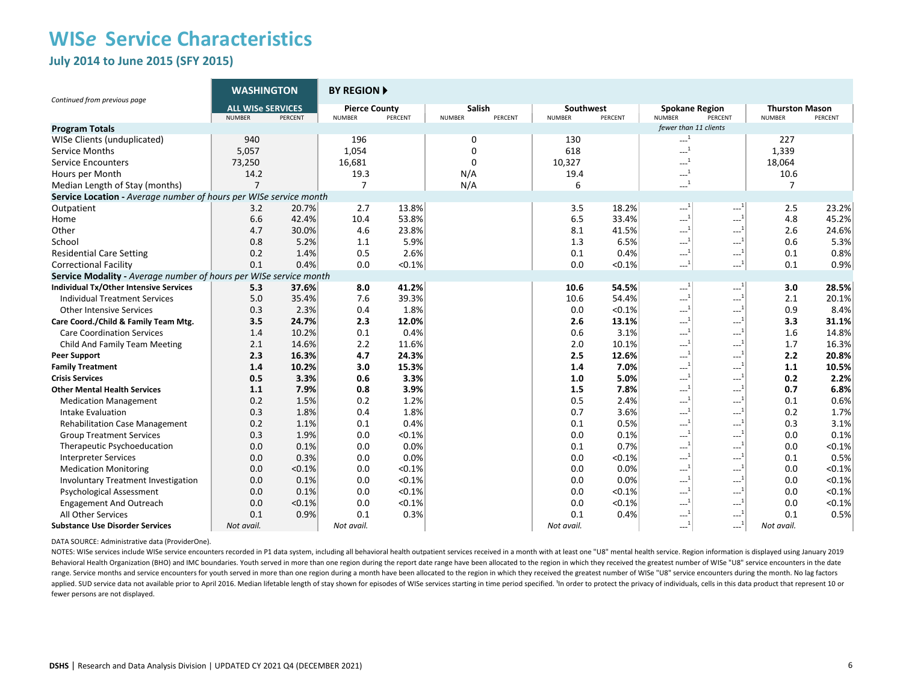# WISe Service Characteristics

## July 2014 to June 2015 (SFY 2015)

*Continued from previous page*

| | WASHINGTON | | BY REGION ▶ | | | | | | | | | |
|---|---|---|---|---|---|---|---|---|---|---|---|---|
| | ALL WISe SERVICES | | Pierce County | | Salish | | Southwest | | Spokane Region | | Thurston Mason | |
| | NUMBER | PERCENT | NUMBER | PERCENT | NUMBER | PERCENT | NUMBER | PERCENT | NUMBER | PERCENT | NUMBER | PERCENT |
| **Program Totals** | | | | | | | | | *fewer than 11 clients* | | | |
| WISe Clients (unduplicated) | 940 | | 196 | | 0 | | 130 | | ---[1] | | 227 | |
| Service Months | 5,057 | | 1,054 | | 0 | | 618 | | ---[1] | | 1,339 | |
| Service Encounters | 73,250 | | 16,681 | | 0 | | 10,327 | | ---[1] | | 18,064 | |
| Hours per Month | 14.2 | | 19.3 | | N/A | | 19.4 | | ---[1] | | 10.6 | |
| Median Length of Stay (months) | 7 | | 7 | | N/A | | 6 | | ---[1] | | 7 | |
| **Service Location -** *Average number of hours per WISe service month* | | | | | | | | | | | | |
| Outpatient | 3.2 | 20.7% | 2.7 | 13.8% | | | 3.5 | 18.2% | ---[1] | ---[1] | 2.5 | 23.2% |
| Home | 6.6 | 42.4% | 10.4 | 53.8% | | | 6.5 | 33.4% | ---[1] | ---[1] | 4.8 | 45.2% |
| Other | 4.7 | 30.0% | 4.6 | 23.8% | | | 8.1 | 41.5% | ---[1] | ---[1] | 2.6 | 24.6% |
| School | 0.8 | 5.2% | 1.1 | 5.9% | | | 1.3 | 6.5% | ---[1] | ---[1] | 0.6 | 5.3% |
| Residential Care Setting | 0.2 | 1.4% | 0.5 | 2.6% | | | 0.1 | 0.4% | ---[1] | ---[1] | 0.1 | 0.8% |
| Correctional Facility | 0.1 | 0.4% | 0.0 | <0.1% | | | 0.0 | <0.1% | ---[1] | ---[1] | 0.1 | 0.9% |
| **Service Modality -** *Average number of hours per WISe service month* | | | | | | | | | | | | |
| **Individual Tx/Other Intensive Services** | **5.3** | **37.6%** | **8.0** | **41.2%** | | | **10.6** | **54.5%** | ---[1] | ---[1] | **3.0** | **28.5%** |
| Individual Treatment Services | 5.0 | 35.4% | 7.6 | 39.3% | | | 10.6 | 54.4% | ---[1] | ---[1] | 2.1 | 20.1% |
| Other Intensive Services | 0.3 | 2.3% | 0.4 | 1.8% | | | 0.0 | <0.1% | ---[1] | ---[1] | 0.9 | 8.4% |
| **Care Coord./Child & Family Team Mtg.** | **3.5** | **24.7%** | **2.3** | **12.0%** | | | **2.6** | **13.1%** | ---[1] | ---[1] | **3.3** | **31.1%** |
| Care Coordination Services | 1.4 | 10.2% | 0.1 | 0.4% | | | 0.6 | 3.1% | ---[1] | ---[1] | 1.6 | 14.8% |
| Child And Family Team Meeting | 2.1 | 14.6% | 2.2 | 11.6% | | | 2.0 | 10.1% | ---[1] | ---[1] | 1.7 | 16.3% |
| **Peer Support** | **2.3** | **16.3%** | **4.7** | **24.3%** | | | **2.5** | **12.6%** | ---[1] | ---[1] | **2.2** | **20.8%** |
| **Family Treatment** | **1.4** | **10.2%** | **3.0** | **15.3%** | | | **1.4** | **7.0%** | ---[1] | ---[1] | **1.1** | **10.5%** |
| **Crisis Services** | **0.5** | **3.3%** | **0.6** | **3.3%** | | | **1.0** | **5.0%** | ---[1] | ---[1] | **0.2** | **2.2%** |
| **Other Mental Health Services** | **1.1** | **7.9%** | **0.8** | **3.9%** | | | **1.5** | **7.8%** | ---[1] | ---[1] | **0.7** | **6.8%** |
| Medication Management | 0.2 | 1.5% | 0.2 | 1.2% | | | 0.5 | 2.4% | ---[1] | ---[1] | 0.1 | 0.6% |
| Intake Evaluation | 0.3 | 1.8% | 0.4 | 1.8% | | | 0.7 | 3.6% | ---[1] | ---[1] | 0.2 | 1.7% |
| Rehabilitation Case Management | 0.2 | 1.1% | 0.1 | 0.4% | | | 0.1 | 0.5% | ---[1] | ---[1] | 0.3 | 3.1% |
| Group Treatment Services | 0.3 | 1.9% | 0.0 | <0.1% | | | 0.0 | 0.1% | ---[1] | ---[1] | 0.0 | 0.1% |
| Therapeutic Psychoeducation | 0.0 | 0.1% | 0.0 | 0.0% | | | 0.1 | 0.7% | ---[1] | ---[1] | 0.0 | <0.1% |
| Interpreter Services | 0.0 | 0.3% | 0.0 | 0.0% | | | 0.0 | <0.1% | ---[1] | ---[1] | 0.1 | 0.5% |
| Medication Monitoring | 0.0 | <0.1% | 0.0 | <0.1% | | | 0.0 | 0.0% | ---[1] | ---[1] | 0.0 | <0.1% |
| Involuntary Treatment Investigation | 0.0 | 0.1% | 0.0 | <0.1% | | | 0.0 | 0.0% | ---[1] | ---[1] | 0.0 | <0.1% |
| Psychological Assessment | 0.0 | 0.1% | 0.0 | <0.1% | | | 0.0 | <0.1% | ---[1] | ---[1] | 0.0 | <0.1% |
| Engagement And Outreach | 0.0 | <0.1% | 0.0 | <0.1% | | | 0.0 | <0.1% | ---[1] | ---[1] | 0.0 | <0.1% |
| All Other Services | 0.1 | 0.9% | 0.1 | 0.3% | | | 0.1 | 0.4% | ---[1] | ---[1] | 0.1 | 0.5% |
| **Substance Use Disorder Services** | *Not avail.* | | *Not avail.* | | | | *Not avail.* | | ---[1] | ---[1] | *Not avail.* | |

DATA SOURCE: Administrative data (ProviderOne).

NOTES: WISe services include WISe service encounters recorded in P1 data system, including all behavioral health outpatient services received in a month with at least one "U8" mental health service. Region information is displayed using January 2019 Behavioral Health Organization (BHO) and IMC boundaries. Youth served in more than one region during the report date range have been allocated to the region in which they received the greatest number of WISe "U8" service encounters in the date range. Service months and service encounters for youth served in more than one region during a month have been allocated to the region in which they received the greatest number of WISe "U8" service encounters during the month. No lag factors applied. SUD service data not available prior to April 2016. Median lifetable length of stay shown for episodes of WISe services starting in time period specified. [1]In order to protect the privacy of individuals, cells in this data product that represent 10 or fewer persons are not displayed.

**DSHS** | Research and Data Analysis Division | UPDATED CY 2021 Q4 (DECEMBER 2021)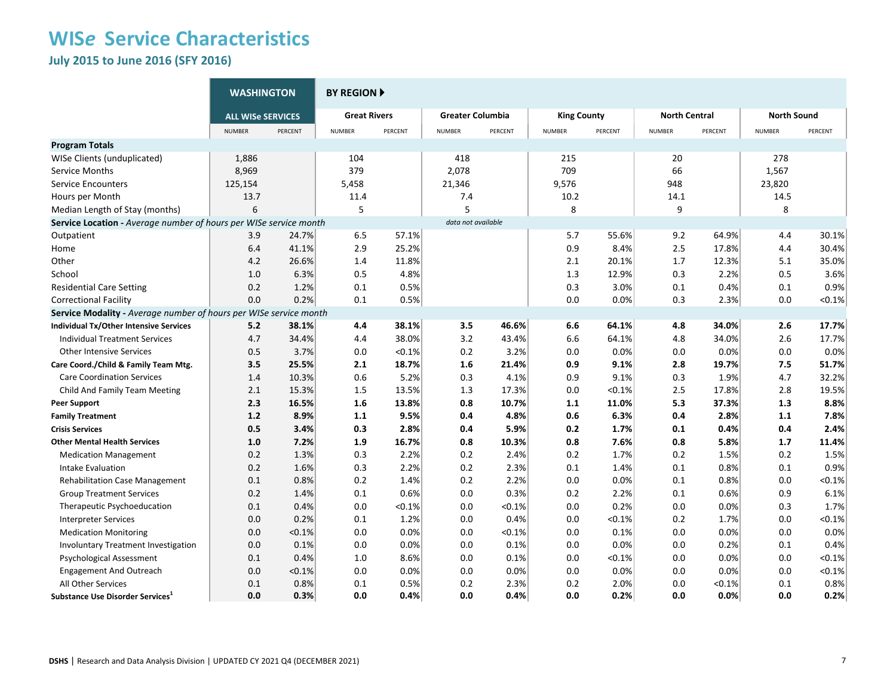# WISe Service Characteristics

## July 2015 to June 2016 (SFY 2016)

| | WASHINGTON | | BY REGION ▶ | | | | | | | | | |
|---|---|---|---|---|---|---|---|---|---|---|---|---|
| | ALL WISe SERVICES | | Great Rivers | | Greater Columbia | | King County | | North Central | | North Sound | |
| | NUMBER | PERCENT | NUMBER | PERCENT | NUMBER | PERCENT | NUMBER | PERCENT | NUMBER | PERCENT | NUMBER | PERCENT |
| **Program Totals** | | | | | | | | | | | | |
| WISe Clients (unduplicated) | 1,886 | | 104 | | 418 | | 215 | | 20 | | 278 | |
| Service Months | 8,969 | | 379 | | 2,078 | | 709 | | 66 | | 1,567 | |
| Service Encounters | 125,154 | | 5,458 | | 21,346 | | 9,576 | | 948 | | 23,820 | |
| Hours per Month | 13.7 | | 11.4 | | 7.4 | | 10.2 | | 14.1 | | 14.5 | |
| Median Length of Stay (months) | 6 | | 5 | | 5 | | 8 | | 9 | | 8 | |
| **Service Location -** *Average number of hours per WISe service month* | | | | | *data not available* | | | | | | | |
| Outpatient | 3.9 | 24.7% | 6.5 | 57.1% | | | 5.7 | 55.6% | 9.2 | 64.9% | 4.4 | 30.1% |
| Home | 6.4 | 41.1% | 2.9 | 25.2% | | | 0.9 | 8.4% | 2.5 | 17.8% | 4.4 | 30.4% |
| Other | 4.2 | 26.6% | 1.4 | 11.8% | | | 2.1 | 20.1% | 1.7 | 12.3% | 5.1 | 35.0% |
| School | 1.0 | 6.3% | 0.5 | 4.8% | | | 1.3 | 12.9% | 0.3 | 2.2% | 0.5 | 3.6% |
| Residential Care Setting | 0.2 | 1.2% | 0.1 | 0.5% | | | 0.3 | 3.0% | 0.1 | 0.4% | 0.1 | 0.9% |
| Correctional Facility | 0.0 | 0.2% | 0.1 | 0.5% | | | 0.0 | 0.0% | 0.3 | 2.3% | 0.0 | <0.1% |
| **Service Modality -** *Average number of hours per WISe service month* | | | | | | | | | | | | |
| **Individual Tx/Other Intensive Services** | **5.2** | **38.1%** | **4.4** | **38.1%** | **3.5** | **46.6%** | **6.6** | **64.1%** | **4.8** | **34.0%** | **2.6** | **17.7%** |
| Individual Treatment Services | 4.7 | 34.4% | 4.4 | 38.0% | 3.2 | 43.4% | 6.6 | 64.1% | 4.8 | 34.0% | 2.6 | 17.7% |
| Other Intensive Services | 0.5 | 3.7% | 0.0 | <0.1% | 0.2 | 3.2% | 0.0 | 0.0% | 0.0 | 0.0% | 0.0 | 0.0% |
| **Care Coord./Child & Family Team Mtg.** | **3.5** | **25.5%** | **2.1** | **18.7%** | **1.6** | **21.4%** | **0.9** | **9.1%** | **2.8** | **19.7%** | **7.5** | **51.7%** |
| Care Coordination Services | 1.4 | 10.3% | 0.6 | 5.2% | 0.3 | 4.1% | 0.9 | 9.1% | 0.3 | 1.9% | 4.7 | 32.2% |
| Child And Family Team Meeting | 2.1 | 15.3% | 1.5 | 13.5% | 1.3 | 17.3% | 0.0 | <0.1% | 2.5 | 17.8% | 2.8 | 19.5% |
| **Peer Support** | **2.3** | **16.5%** | **1.6** | **13.8%** | **0.8** | **10.7%** | **1.1** | **11.0%** | **5.3** | **37.3%** | **1.3** | **8.8%** |
| **Family Treatment** | **1.2** | **8.9%** | **1.1** | **9.5%** | **0.4** | **4.8%** | **0.6** | **6.3%** | **0.4** | **2.8%** | **1.1** | **7.8%** |
| **Crisis Services** | **0.5** | **3.4%** | **0.3** | **2.8%** | **0.4** | **5.9%** | **0.2** | **1.7%** | **0.1** | **0.4%** | **0.4** | **2.4%** |
| **Other Mental Health Services** | **1.0** | **7.2%** | **1.9** | **16.7%** | **0.8** | **10.3%** | **0.8** | **7.6%** | **0.8** | **5.8%** | **1.7** | **11.4%** |
| Medication Management | 0.2 | 1.3% | 0.3 | 2.2% | 0.2 | 2.4% | 0.2 | 1.7% | 0.2 | 1.5% | 0.2 | 1.5% |
| Intake Evaluation | 0.2 | 1.6% | 0.3 | 2.2% | 0.2 | 2.3% | 0.1 | 1.4% | 0.1 | 0.8% | 0.1 | 0.9% |
| Rehabilitation Case Management | 0.1 | 0.8% | 0.2 | 1.4% | 0.2 | 2.2% | 0.0 | 0.0% | 0.1 | 0.8% | 0.0 | <0.1% |
| Group Treatment Services | 0.2 | 1.4% | 0.1 | 0.6% | 0.0 | 0.3% | 0.2 | 2.2% | 0.1 | 0.6% | 0.9 | 6.1% |
| Therapeutic Psychoeducation | 0.1 | 0.4% | 0.0 | <0.1% | 0.0 | <0.1% | 0.0 | 0.2% | 0.0 | 0.0% | 0.3 | 1.7% |
| Interpreter Services | 0.0 | 0.2% | 0.1 | 1.2% | 0.0 | 0.4% | 0.0 | <0.1% | 0.2 | 1.7% | 0.0 | <0.1% |
| Medication Monitoring | 0.0 | <0.1% | 0.0 | 0.0% | 0.0 | <0.1% | 0.0 | 0.1% | 0.0 | 0.0% | 0.0 | 0.0% |
| Involuntary Treatment Investigation | 0.0 | 0.1% | 0.0 | 0.0% | 0.0 | 0.1% | 0.0 | 0.0% | 0.0 | 0.2% | 0.1 | 0.4% |
| Psychological Assessment | 0.1 | 0.4% | 1.0 | 8.6% | 0.0 | 0.1% | 0.0 | <0.1% | 0.0 | 0.0% | 0.0 | <0.1% |
| Engagement And Outreach | 0.0 | <0.1% | 0.0 | 0.0% | 0.0 | 0.0% | 0.0 | 0.0% | 0.0 | 0.0% | 0.0 | <0.1% |
| All Other Services | 0.1 | 0.8% | 0.1 | 0.5% | 0.2 | 2.3% | 0.2 | 2.0% | 0.0 | <0.1% | 0.1 | 0.8% |
| **Substance Use Disorder Services**[1] | **0.0** | **0.3%** | **0.0** | **0.4%** | **0.0** | **0.4%** | **0.0** | **0.2%** | **0.0** | **0.0%** | **0.0** | **0.2%** |

**DSHS** | Research and Data Analysis Division | UPDATED CY 2021 Q4 (DECEMBER 2021)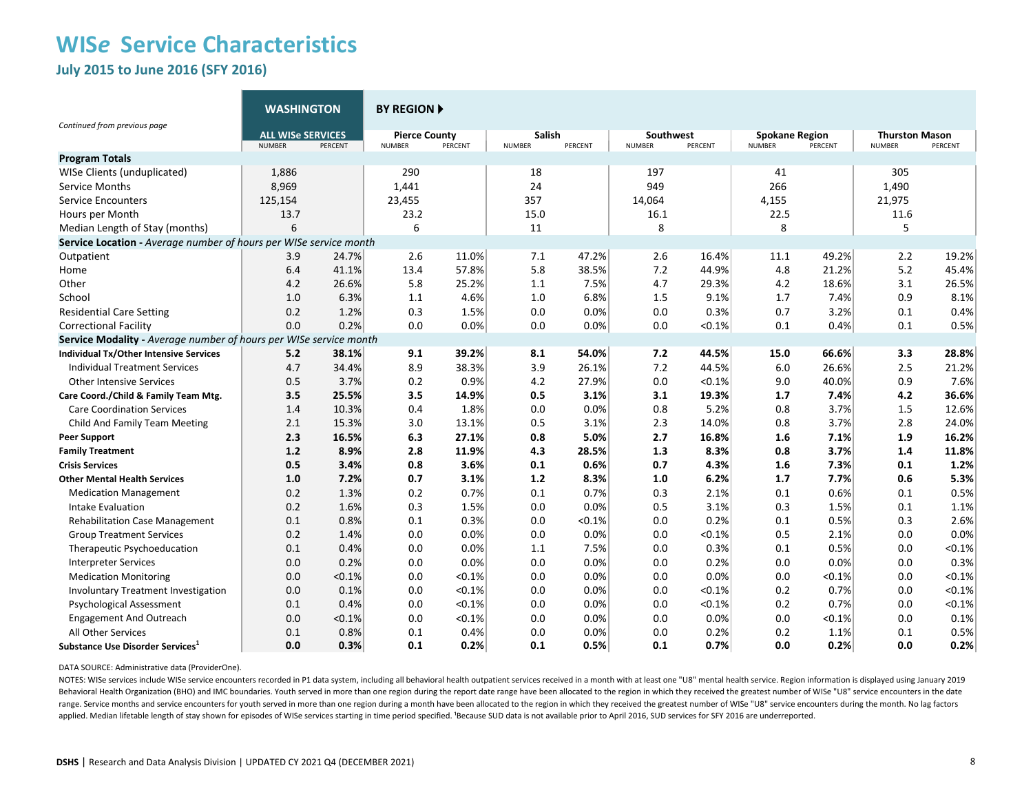# WIS*e* Service Characteristics

## July 2015 to June 2016 (SFY 2016)

*Continued from previous page*

| | WASHINGTON | | BY REGION | | | | | | | | | |
|---|---|---|---|---|---|---|---|---|---|---|---|---|
| | ALL WISe SERVICES | | Pierce County | | Salish | | Southwest | | Spokane Region | | Thurston Mason | |
| | NUMBER | PERCENT | NUMBER | PERCENT | NUMBER | PERCENT | NUMBER | PERCENT | NUMBER | PERCENT | NUMBER | PERCENT |
| **Program Totals** | | | | | | | | | | | | |
| WISe Clients (unduplicated) | 1,886 | | 290 | | 18 | | 197 | | 41 | | 305 | |
| Service Months | 8,969 | | 1,441 | | 24 | | 949 | | 266 | | 1,490 | |
| Service Encounters | 125,154 | | 23,455 | | 357 | | 14,064 | | 4,155 | | 21,975 | |
| Hours per Month | 13.7 | | 23.2 | | 15.0 | | 16.1 | | 22.5 | | 11.6 | |
| Median Length of Stay (months) | 6 | | 6 | | 11 | | 8 | | 8 | | 5 | |
| **Service Location -** *Average number of hours per WISe service month* | | | | | | | | | | | | |
| Outpatient | 3.9 | 24.7% | 2.6 | 11.0% | 7.1 | 47.2% | 2.6 | 16.4% | 11.1 | 49.2% | 2.2 | 19.2% |
| Home | 6.4 | 41.1% | 13.4 | 57.8% | 5.8 | 38.5% | 7.2 | 44.9% | 4.8 | 21.2% | 5.2 | 45.4% |
| Other | 4.2 | 26.6% | 5.8 | 25.2% | 1.1 | 7.5% | 4.7 | 29.3% | 4.2 | 18.6% | 3.1 | 26.5% |
| School | 1.0 | 6.3% | 1.1 | 4.6% | 1.0 | 6.8% | 1.5 | 9.1% | 1.7 | 7.4% | 0.9 | 8.1% |
| Residential Care Setting | 0.2 | 1.2% | 0.3 | 1.5% | 0.0 | 0.0% | 0.0 | 0.3% | 0.7 | 3.2% | 0.1 | 0.4% |
| Correctional Facility | 0.0 | 0.2% | 0.0 | 0.0% | 0.0 | 0.0% | 0.0 | <0.1% | 0.1 | 0.4% | 0.1 | 0.5% |
| **Service Modality -** *Average number of hours per WISe service month* | | | | | | | | | | | | |
| **Individual Tx/Other Intensive Services** | **5.2** | **38.1%** | **9.1** | **39.2%** | **8.1** | **54.0%** | **7.2** | **44.5%** | **15.0** | **66.6%** | **3.3** | **28.8%** |
| Individual Treatment Services | 4.7 | 34.4% | 8.9 | 38.3% | 3.9 | 26.1% | 7.2 | 44.5% | 6.0 | 26.6% | 2.5 | 21.2% |
| Other Intensive Services | 0.5 | 3.7% | 0.2 | 0.9% | 4.2 | 27.9% | 0.0 | <0.1% | 9.0 | 40.0% | 0.9 | 7.6% |
| **Care Coord./Child & Family Team Mtg.** | **3.5** | **25.5%** | **3.5** | **14.9%** | **0.5** | **3.1%** | **3.1** | **19.3%** | **1.7** | **7.4%** | **4.2** | **36.6%** |
| Care Coordination Services | 1.4 | 10.3% | 0.4 | 1.8% | 0.0 | 0.0% | 0.8 | 5.2% | 0.8 | 3.7% | 1.5 | 12.6% |
| Child And Family Team Meeting | 2.1 | 15.3% | 3.0 | 13.1% | 0.5 | 3.1% | 2.3 | 14.0% | 0.8 | 3.7% | 2.8 | 24.0% |
| **Peer Support** | **2.3** | **16.5%** | **6.3** | **27.1%** | **0.8** | **5.0%** | **2.7** | **16.8%** | **1.6** | **7.1%** | **1.9** | **16.2%** |
| **Family Treatment** | **1.2** | **8.9%** | **2.8** | **11.9%** | **4.3** | **28.5%** | **1.3** | **8.3%** | **0.8** | **3.7%** | **1.4** | **11.8%** |
| **Crisis Services** | **0.5** | **3.4%** | **0.8** | **3.6%** | **0.1** | **0.6%** | **0.7** | **4.3%** | **1.6** | **7.3%** | **0.1** | **1.2%** |
| **Other Mental Health Services** | **1.0** | **7.2%** | **0.7** | **3.1%** | **1.2** | **8.3%** | **1.0** | **6.2%** | **1.7** | **7.7%** | **0.6** | **5.3%** |
| Medication Management | 0.2 | 1.3% | 0.2 | 0.7% | 0.1 | 0.7% | 0.3 | 2.1% | 0.1 | 0.6% | 0.1 | 0.5% |
| Intake Evaluation | 0.2 | 1.6% | 0.3 | 1.5% | 0.0 | 0.0% | 0.5 | 3.1% | 0.3 | 1.5% | 0.1 | 1.1% |
| Rehabilitation Case Management | 0.1 | 0.8% | 0.1 | 0.3% | 0.0 | <0.1% | 0.0 | 0.2% | 0.1 | 0.5% | 0.3 | 2.6% |
| Group Treatment Services | 0.2 | 1.4% | 0.0 | 0.0% | 0.0 | 0.0% | 0.0 | <0.1% | 0.5 | 2.1% | 0.0 | 0.0% |
| Therapeutic Psychoeducation | 0.1 | 0.4% | 0.0 | 0.0% | 1.1 | 7.5% | 0.0 | 0.3% | 0.1 | 0.5% | 0.0 | <0.1% |
| Interpreter Services | 0.0 | 0.2% | 0.0 | 0.0% | 0.0 | 0.0% | 0.0 | 0.2% | 0.0 | 0.0% | 0.0 | 0.3% |
| Medication Monitoring | 0.0 | <0.1% | 0.0 | <0.1% | 0.0 | 0.0% | 0.0 | 0.0% | 0.0 | <0.1% | 0.0 | <0.1% |
| Involuntary Treatment Investigation | 0.0 | 0.1% | 0.0 | <0.1% | 0.0 | 0.0% | 0.0 | <0.1% | 0.2 | 0.7% | 0.0 | <0.1% |
| Psychological Assessment | 0.1 | 0.4% | 0.0 | <0.1% | 0.0 | 0.0% | 0.0 | <0.1% | 0.2 | 0.7% | 0.0 | <0.1% |
| Engagement And Outreach | 0.0 | <0.1% | 0.0 | <0.1% | 0.0 | 0.0% | 0.0 | 0.0% | 0.0 | <0.1% | 0.0 | 0.1% |
| All Other Services | 0.1 | 0.8% | 0.1 | 0.4% | 0.0 | 0.0% | 0.0 | 0.2% | 0.2 | 1.1% | 0.1 | 0.5% |
| **Substance Use Disorder Services[1]** | **0.0** | **0.3%** | **0.1** | **0.2%** | **0.1** | **0.5%** | **0.1** | **0.7%** | **0.0** | **0.2%** | **0.0** | **0.2%** |

DATA SOURCE: Administrative data (ProviderOne).

NOTES: WISe services include WISe service encounters recorded in P1 data system, including all behavioral health outpatient services received in a month with at least one "U8" mental health service. Region information is displayed using January 2019 Behavioral Health Organization (BHO) and IMC boundaries. Youth served in more than one region during the report date range have been allocated to the region in which they received the greatest number of WISe "U8" service encounters in the date range. Service months and service encounters for youth served in more than one region during a month have been allocated to the region in which they received the greatest number of WISe "U8" service encounters during the month. No lag factors applied. Median lifetable length of stay shown for episodes of WISe services starting in time period specified. [1]Because SUD data is not available prior to April 2016, SUD services for SFY 2016 are underreported.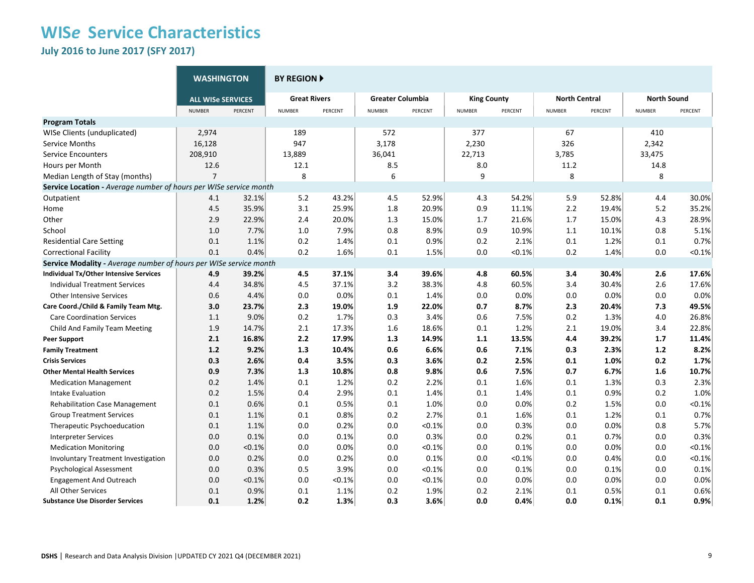# WISe Service Characteristics

## July 2016 to June 2017 (SFY 2017)

| | WASHINGTON | | BY REGION ▶ | | | | | | | | | |
|---|---|---|---|---|---|---|---|---|---|---|---|---|
| | ALL WISe SERVICES | | Great Rivers | | Greater Columbia | | King County | | North Central | | North Sound | |
| | NUMBER | PERCENT | NUMBER | PERCENT | NUMBER | PERCENT | NUMBER | PERCENT | NUMBER | PERCENT | NUMBER | PERCENT |
| **Program Totals** | | | | | | | | | | | | |
| WISe Clients (unduplicated) | 2,974 | | 189 | | 572 | | 377 | | 67 | | 410 | |
| Service Months | 16,128 | | 947 | | 3,178 | | 2,230 | | 326 | | 2,342 | |
| Service Encounters | 208,910 | | 13,889 | | 36,041 | | 22,713 | | 3,785 | | 33,475 | |
| Hours per Month | 12.6 | | 12.1 | | 8.5 | | 8.0 | | 11.2 | | 14.8 | |
| Median Length of Stay (months) | 7 | | 8 | | 6 | | 9 | | 8 | | 8 | |
| **Service Location** - *Average number of hours per WISe service month* | | | | | | | | | | | | |
| Outpatient | 4.1 | 32.1% | 5.2 | 43.2% | 4.5 | 52.9% | 4.3 | 54.2% | 5.9 | 52.8% | 4.4 | 30.0% |
| Home | 4.5 | 35.9% | 3.1 | 25.9% | 1.8 | 20.9% | 0.9 | 11.1% | 2.2 | 19.4% | 5.2 | 35.2% |
| Other | 2.9 | 22.9% | 2.4 | 20.0% | 1.3 | 15.0% | 1.7 | 21.6% | 1.7 | 15.0% | 4.3 | 28.9% |
| School | 1.0 | 7.7% | 1.0 | 7.9% | 0.8 | 8.9% | 0.9 | 10.9% | 1.1 | 10.1% | 0.8 | 5.1% |
| Residential Care Setting | 0.1 | 1.1% | 0.2 | 1.4% | 0.1 | 0.9% | 0.2 | 2.1% | 0.1 | 1.2% | 0.1 | 0.7% |
| Correctional Facility | 0.1 | 0.4% | 0.2 | 1.6% | 0.1 | 1.5% | 0.0 | <0.1% | 0.2 | 1.4% | 0.0 | <0.1% |
| **Service Modality** - *Average number of hours per WISe service month* | | | | | | | | | | | | |
| **Individual Tx/Other Intensive Services** | **4.9** | **39.2%** | **4.5** | **37.1%** | **3.4** | **39.6%** | **4.8** | **60.5%** | **3.4** | **30.4%** | **2.6** | **17.6%** |
| Individual Treatment Services | 4.4 | 34.8% | 4.5 | 37.1% | 3.2 | 38.3% | 4.8 | 60.5% | 3.4 | 30.4% | 2.6 | 17.6% |
| Other Intensive Services | 0.6 | 4.4% | 0.0 | 0.0% | 0.1 | 1.4% | 0.0 | 0.0% | 0.0 | 0.0% | 0.0 | 0.0% |
| **Care Coord./Child & Family Team Mtg.** | **3.0** | **23.7%** | **2.3** | **19.0%** | **1.9** | **22.0%** | **0.7** | **8.7%** | **2.3** | **20.4%** | **7.3** | **49.5%** |
| Care Coordination Services | 1.1 | 9.0% | 0.2 | 1.7% | 0.3 | 3.4% | 0.6 | 7.5% | 0.2 | 1.3% | 4.0 | 26.8% |
| Child And Family Team Meeting | 1.9 | 14.7% | 2.1 | 17.3% | 1.6 | 18.6% | 0.1 | 1.2% | 2.1 | 19.0% | 3.4 | 22.8% |
| **Peer Support** | **2.1** | **16.8%** | **2.2** | **17.9%** | **1.3** | **14.9%** | **1.1** | **13.5%** | **4.4** | **39.2%** | **1.7** | **11.4%** |
| **Family Treatment** | **1.2** | **9.2%** | **1.3** | **10.4%** | **0.6** | **6.6%** | **0.6** | **7.1%** | **0.3** | **2.3%** | **1.2** | **8.2%** |
| **Crisis Services** | **0.3** | **2.6%** | **0.4** | **3.5%** | **0.3** | **3.6%** | **0.2** | **2.5%** | **0.1** | **1.0%** | **0.2** | **1.7%** |
| **Other Mental Health Services** | **0.9** | **7.3%** | **1.3** | **10.8%** | **0.8** | **9.8%** | **0.6** | **7.5%** | **0.7** | **6.7%** | **1.6** | **10.7%** |
| Medication Management | 0.2 | 1.4% | 0.1 | 1.2% | 0.2 | 2.2% | 0.1 | 1.6% | 0.1 | 1.3% | 0.3 | 2.3% |
| Intake Evaluation | 0.2 | 1.5% | 0.4 | 2.9% | 0.1 | 1.4% | 0.1 | 1.4% | 0.1 | 0.9% | 0.2 | 1.0% |
| Rehabilitation Case Management | 0.1 | 0.6% | 0.1 | 0.5% | 0.1 | 1.0% | 0.0 | 0.0% | 0.2 | 1.5% | 0.0 | <0.1% |
| Group Treatment Services | 0.1 | 1.1% | 0.1 | 0.8% | 0.2 | 2.7% | 0.1 | 1.6% | 0.1 | 1.2% | 0.1 | 0.7% |
| Therapeutic Psychoeducation | 0.1 | 1.1% | 0.0 | 0.2% | 0.0 | <0.1% | 0.0 | 0.3% | 0.0 | 0.0% | 0.8 | 5.7% |
| Interpreter Services | 0.0 | 0.1% | 0.0 | 0.1% | 0.0 | 0.3% | 0.0 | 0.2% | 0.1 | 0.7% | 0.0 | 0.3% |
| Medication Monitoring | 0.0 | <0.1% | 0.0 | 0.0% | 0.0 | <0.1% | 0.0 | 0.1% | 0.0 | 0.0% | 0.0 | <0.1% |
| Involuntary Treatment Investigation | 0.0 | 0.2% | 0.0 | 0.2% | 0.0 | 0.1% | 0.0 | <0.1% | 0.0 | 0.4% | 0.0 | <0.1% |
| Psychological Assessment | 0.0 | 0.3% | 0.5 | 3.9% | 0.0 | <0.1% | 0.0 | 0.1% | 0.0 | 0.1% | 0.0 | 0.1% |
| Engagement And Outreach | 0.0 | <0.1% | 0.0 | <0.1% | 0.0 | <0.1% | 0.0 | 0.0% | 0.0 | 0.0% | 0.0 | 0.0% |
| All Other Services | 0.1 | 0.9% | 0.1 | 1.1% | 0.2 | 1.9% | 0.2 | 2.1% | 0.1 | 0.5% | 0.1 | 0.6% |
| **Substance Use Disorder Services** | **0.1** | **1.2%** | **0.2** | **1.3%** | **0.3** | **3.6%** | **0.0** | **0.4%** | **0.0** | **0.1%** | **0.1** | **0.9%** |

**DSHS** | Research and Data Analysis Division | UPDATED CY 2021 Q4 (DECEMBER 2021)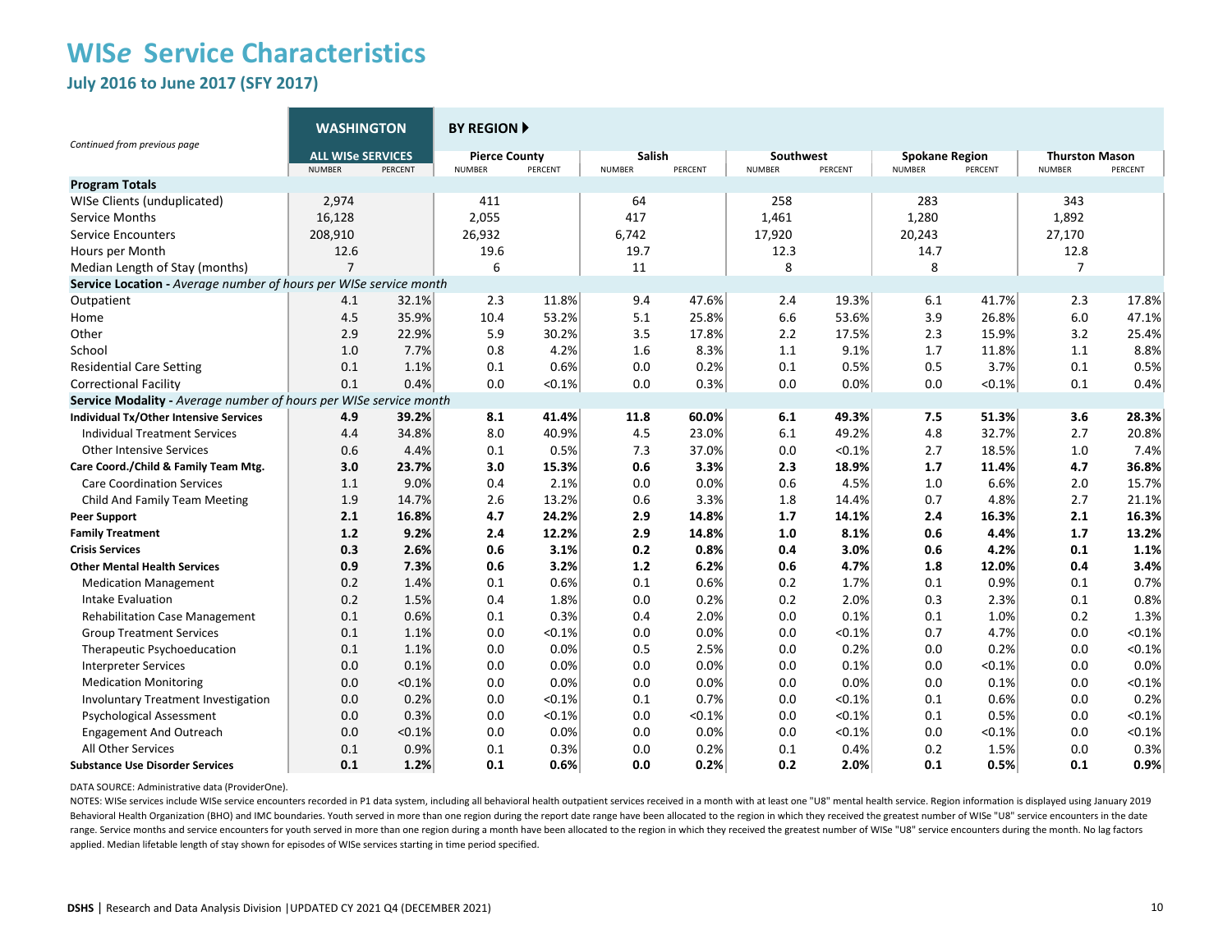# WIS*e* Service Characteristics

## July 2016 to June 2017 (SFY 2017)

*Continued from previous page*

| | WASHINGTON | | BY REGION ▶ | | | | | | | | | |
|---|---|---|---|---|---|---|---|---|---|---|---|---|
| | ALL WISe SERVICES | | Pierce County | | Salish | | Southwest | | Spokane Region | | Thurston Mason | |
| | NUMBER | PERCENT | NUMBER | PERCENT | NUMBER | PERCENT | NUMBER | PERCENT | NUMBER | PERCENT | NUMBER | PERCENT |
| **Program Totals** | | | | | | | | | | | | |
| WISe Clients (unduplicated) | 2,974 | | 411 | | 64 | | 258 | | 283 | | 343 | |
| Service Months | 16,128 | | 2,055 | | 417 | | 1,461 | | 1,280 | | 1,892 | |
| Service Encounters | 208,910 | | 26,932 | | 6,742 | | 17,920 | | 20,243 | | 27,170 | |
| Hours per Month | 12.6 | | 19.6 | | 19.7 | | 12.3 | | 14.7 | | 12.8 | |
| Median Length of Stay (months) | 7 | | 6 | | 11 | | 8 | | 8 | | 7 | |
| **Service Location -** *Average number of hours per WISe service month* | | | | | | | | | | | | |
| Outpatient | 4.1 | 32.1% | 2.3 | 11.8% | 9.4 | 47.6% | 2.4 | 19.3% | 6.1 | 41.7% | 2.3 | 17.8% |
| Home | 4.5 | 35.9% | 10.4 | 53.2% | 5.1 | 25.8% | 6.6 | 53.6% | 3.9 | 26.8% | 6.0 | 47.1% |
| Other | 2.9 | 22.9% | 5.9 | 30.2% | 3.5 | 17.8% | 2.2 | 17.5% | 2.3 | 15.9% | 3.2 | 25.4% |
| School | 1.0 | 7.7% | 0.8 | 4.2% | 1.6 | 8.3% | 1.1 | 9.1% | 1.7 | 11.8% | 1.1 | 8.8% |
| Residential Care Setting | 0.1 | 1.1% | 0.1 | 0.6% | 0.0 | 0.2% | 0.1 | 0.5% | 0.5 | 3.7% | 0.1 | 0.5% |
| Correctional Facility | 0.1 | 0.4% | 0.0 | <0.1% | 0.0 | 0.3% | 0.0 | 0.0% | 0.0 | <0.1% | 0.1 | 0.4% |
| **Service Modality -** *Average number of hours per WISe service month* | | | | | | | | | | | | |
| **Individual Tx/Other Intensive Services** | **4.9** | **39.2%** | **8.1** | **41.4%** | **11.8** | **60.0%** | **6.1** | **49.3%** | **7.5** | **51.3%** | **3.6** | **28.3%** |
| Individual Treatment Services | 4.4 | 34.8% | 8.0 | 40.9% | 4.5 | 23.0% | 6.1 | 49.2% | 4.8 | 32.7% | 2.7 | 20.8% |
| Other Intensive Services | 0.6 | 4.4% | 0.1 | 0.5% | 7.3 | 37.0% | 0.0 | <0.1% | 2.7 | 18.5% | 1.0 | 7.4% |
| **Care Coord./Child & Family Team Mtg.** | **3.0** | **23.7%** | **3.0** | **15.3%** | **0.6** | **3.3%** | **2.3** | **18.9%** | **1.7** | **11.4%** | **4.7** | **36.8%** |
| Care Coordination Services | 1.1 | 9.0% | 0.4 | 2.1% | 0.0 | 0.0% | 0.6 | 4.5% | 1.0 | 6.6% | 2.0 | 15.7% |
| Child And Family Team Meeting | 1.9 | 14.7% | 2.6 | 13.2% | 0.6 | 3.3% | 1.8 | 14.4% | 0.7 | 4.8% | 2.7 | 21.1% |
| **Peer Support** | **2.1** | **16.8%** | **4.7** | **24.2%** | **2.9** | **14.8%** | **1.7** | **14.1%** | **2.4** | **16.3%** | **2.1** | **16.3%** |
| **Family Treatment** | **1.2** | **9.2%** | **2.4** | **12.2%** | **2.9** | **14.8%** | **1.0** | **8.1%** | **0.6** | **4.4%** | **1.7** | **13.2%** |
| **Crisis Services** | **0.3** | **2.6%** | **0.6** | **3.1%** | **0.2** | **0.8%** | **0.4** | **3.0%** | **0.6** | **4.2%** | **0.1** | **1.1%** |
| **Other Mental Health Services** | **0.9** | **7.3%** | **0.6** | **3.2%** | **1.2** | **6.2%** | **0.6** | **4.7%** | **1.8** | **12.0%** | **0.4** | **3.4%** |
| Medication Management | 0.2 | 1.4% | 0.1 | 0.6% | 0.1 | 0.6% | 0.2 | 1.7% | 0.1 | 0.9% | 0.1 | 0.7% |
| Intake Evaluation | 0.2 | 1.5% | 0.4 | 1.8% | 0.0 | 0.2% | 0.2 | 2.0% | 0.3 | 2.3% | 0.1 | 0.8% |
| Rehabilitation Case Management | 0.1 | 0.6% | 0.1 | 0.3% | 0.4 | 2.0% | 0.0 | 0.1% | 0.1 | 1.0% | 0.2 | 1.3% |
| Group Treatment Services | 0.1 | 1.1% | 0.0 | <0.1% | 0.0 | 0.0% | 0.0 | <0.1% | 0.7 | 4.7% | 0.0 | <0.1% |
| Therapeutic Psychoeducation | 0.1 | 1.1% | 0.0 | 0.0% | 0.5 | 2.5% | 0.0 | 0.2% | 0.0 | 0.2% | 0.0 | <0.1% |
| Interpreter Services | 0.0 | 0.1% | 0.0 | 0.0% | 0.0 | 0.0% | 0.0 | 0.1% | 0.0 | <0.1% | 0.0 | 0.0% |
| Medication Monitoring | 0.0 | <0.1% | 0.0 | 0.0% | 0.0 | 0.0% | 0.0 | 0.0% | 0.0 | 0.1% | 0.0 | <0.1% |
| Involuntary Treatment Investigation | 0.0 | 0.2% | 0.0 | <0.1% | 0.1 | 0.7% | 0.0 | <0.1% | 0.1 | 0.6% | 0.0 | 0.2% |
| Psychological Assessment | 0.0 | 0.3% | 0.0 | <0.1% | 0.0 | <0.1% | 0.0 | <0.1% | 0.1 | 0.5% | 0.0 | <0.1% |
| Engagement And Outreach | 0.0 | <0.1% | 0.0 | 0.0% | 0.0 | 0.0% | 0.0 | <0.1% | 0.0 | <0.1% | 0.0 | <0.1% |
| All Other Services | 0.1 | 0.9% | 0.1 | 0.3% | 0.0 | 0.2% | 0.1 | 0.4% | 0.2 | 1.5% | 0.0 | 0.3% |
| **Substance Use Disorder Services** | **0.1** | **1.2%** | **0.1** | **0.6%** | **0.0** | **0.2%** | **0.2** | **2.0%** | **0.1** | **0.5%** | **0.1** | **0.9%** |

DATA SOURCE: Administrative data (ProviderOne).

NOTES: WISe services include WISe service encounters recorded in P1 data system, including all behavioral health outpatient services received in a month with at least one "U8" mental health service. Region information is displayed using January 2019 Behavioral Health Organization (BHO) and IMC boundaries. Youth served in more than one region during the report date range have been allocated to the region in which they received the greatest number of WISe "U8" service encounters in the date range. Service months and service encounters for youth served in more than one region during a month have been allocated to the region in which they received the greatest number of WISe "U8" service encounters during the month. No lag factors applied. Median lifetable length of stay shown for episodes of WISe services starting in time period specified.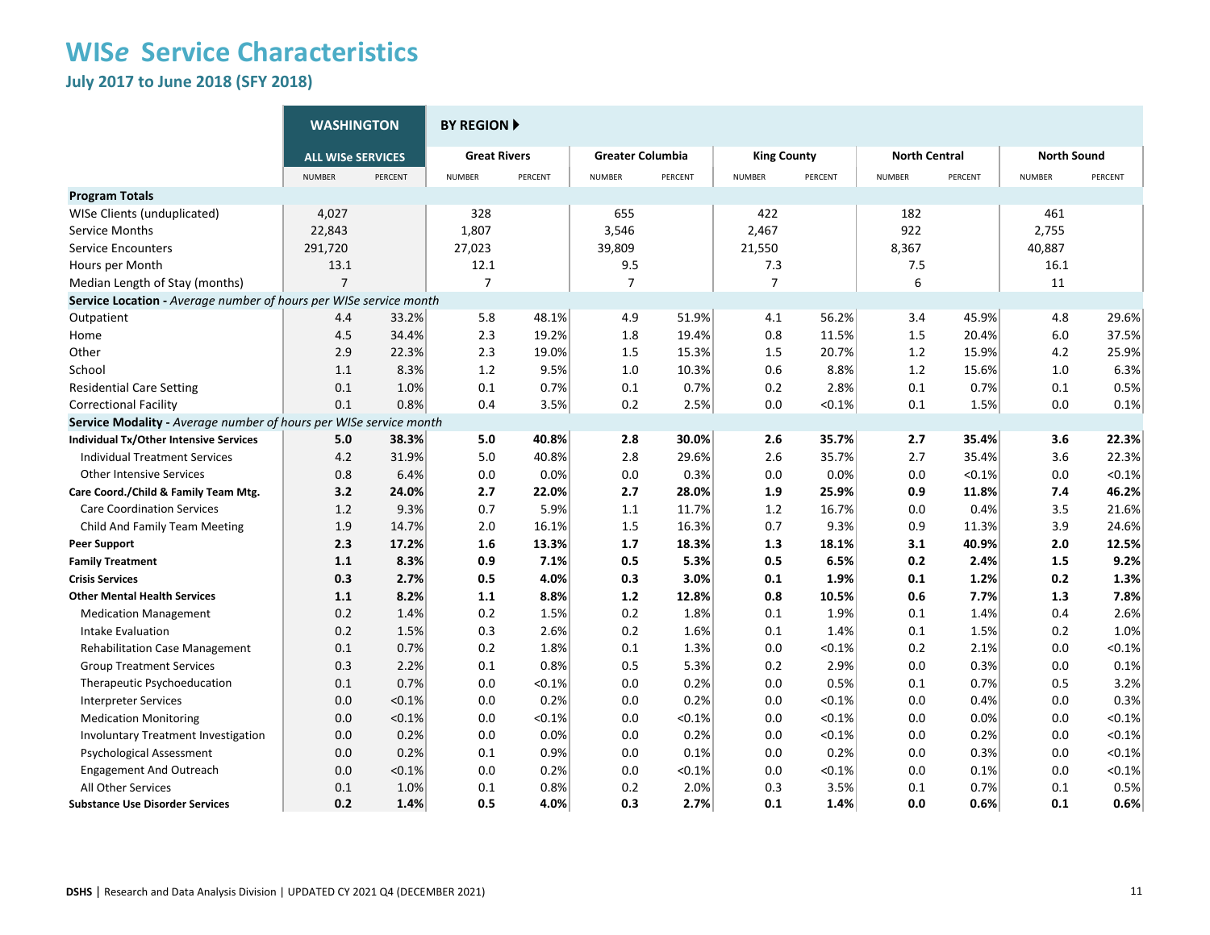# WISe Service Characteristics

## July 2017 to June 2018 (SFY 2018)

| | WASHINGTON | | BY REGION | | | | | | | | | |
|---|---|---|---|---|---|---|---|---|---|---|---|---|
| | ALL WISe SERVICES | | Great Rivers | | Greater Columbia | | King County | | North Central | | North Sound | |
| | NUMBER | PERCENT | NUMBER | PERCENT | NUMBER | PERCENT | NUMBER | PERCENT | NUMBER | PERCENT | NUMBER | PERCENT |
| **Program Totals** | | | | | | | | | | | | |
| WISe Clients (unduplicated) | 4,027 | | 328 | | 655 | | 422 | | 182 | | 461 | |
| Service Months | 22,843 | | 1,807 | | 3,546 | | 2,467 | | 922 | | 2,755 | |
| Service Encounters | 291,720 | | 27,023 | | 39,809 | | 21,550 | | 8,367 | | 40,887 | |
| Hours per Month | 13.1 | | 12.1 | | 9.5 | | 7.3 | | 7.5 | | 16.1 | |
| Median Length of Stay (months) | 7 | | 7 | | 7 | | 7 | | 6 | | 11 | |
| **Service Location -** *Average number of hours per WISe service month* | | | | | | | | | | | | |
| Outpatient | 4.4 | 33.2% | 5.8 | 48.1% | 4.9 | 51.9% | 4.1 | 56.2% | 3.4 | 45.9% | 4.8 | 29.6% |
| Home | 4.5 | 34.4% | 2.3 | 19.2% | 1.8 | 19.4% | 0.8 | 11.5% | 1.5 | 20.4% | 6.0 | 37.5% |
| Other | 2.9 | 22.3% | 2.3 | 19.0% | 1.5 | 15.3% | 1.5 | 20.7% | 1.2 | 15.9% | 4.2 | 25.9% |
| School | 1.1 | 8.3% | 1.2 | 9.5% | 1.0 | 10.3% | 0.6 | 8.8% | 1.2 | 15.6% | 1.0 | 6.3% |
| Residential Care Setting | 0.1 | 1.0% | 0.1 | 0.7% | 0.1 | 0.7% | 0.2 | 2.8% | 0.1 | 0.7% | 0.1 | 0.5% |
| Correctional Facility | 0.1 | 0.8% | 0.4 | 3.5% | 0.2 | 2.5% | 0.0 | <0.1% | 0.1 | 1.5% | 0.0 | 0.1% |
| **Service Modality -** *Average number of hours per WISe service month* | | | | | | | | | | | | |
| **Individual Tx/Other Intensive Services** | **5.0** | **38.3%** | **5.0** | **40.8%** | **2.8** | **30.0%** | **2.6** | **35.7%** | **2.7** | **35.4%** | **3.6** | **22.3%** |
| Individual Treatment Services | 4.2 | 31.9% | 5.0 | 40.8% | 2.8 | 29.6% | 2.6 | 35.7% | 2.7 | 35.4% | 3.6 | 22.3% |
| Other Intensive Services | 0.8 | 6.4% | 0.0 | 0.0% | 0.0 | 0.3% | 0.0 | 0.0% | 0.0 | <0.1% | 0.0 | <0.1% |
| **Care Coord./Child & Family Team Mtg.** | **3.2** | **24.0%** | **2.7** | **22.0%** | **2.7** | **28.0%** | **1.9** | **25.9%** | **0.9** | **11.8%** | **7.4** | **46.2%** |
| Care Coordination Services | 1.2 | 9.3% | 0.7 | 5.9% | 1.1 | 11.7% | 1.2 | 16.7% | 0.0 | 0.4% | 3.5 | 21.6% |
| Child And Family Team Meeting | 1.9 | 14.7% | 2.0 | 16.1% | 1.5 | 16.3% | 0.7 | 9.3% | 0.9 | 11.3% | 3.9 | 24.6% |
| **Peer Support** | **2.3** | **17.2%** | **1.6** | **13.3%** | **1.7** | **18.3%** | **1.3** | **18.1%** | **3.1** | **40.9%** | **2.0** | **12.5%** |
| **Family Treatment** | **1.1** | **8.3%** | **0.9** | **7.1%** | **0.5** | **5.3%** | **0.5** | **6.5%** | **0.2** | **2.4%** | **1.5** | **9.2%** |
| **Crisis Services** | **0.3** | **2.7%** | **0.5** | **4.0%** | **0.3** | **3.0%** | **0.1** | **1.9%** | **0.1** | **1.2%** | **0.2** | **1.3%** |
| **Other Mental Health Services** | **1.1** | **8.2%** | **1.1** | **8.8%** | **1.2** | **12.8%** | **0.8** | **10.5%** | **0.6** | **7.7%** | **1.3** | **7.8%** |
| Medication Management | 0.2 | 1.4% | 0.2 | 1.5% | 0.2 | 1.8% | 0.1 | 1.9% | 0.1 | 1.4% | 0.4 | 2.6% |
| Intake Evaluation | 0.2 | 1.5% | 0.3 | 2.6% | 0.2 | 1.6% | 0.1 | 1.4% | 0.1 | 1.5% | 0.2 | 1.0% |
| Rehabilitation Case Management | 0.1 | 0.7% | 0.2 | 1.8% | 0.1 | 1.3% | 0.0 | <0.1% | 0.2 | 2.1% | 0.0 | <0.1% |
| Group Treatment Services | 0.3 | 2.2% | 0.1 | 0.8% | 0.5 | 5.3% | 0.2 | 2.9% | 0.0 | 0.3% | 0.0 | 0.1% |
| Therapeutic Psychoeducation | 0.1 | 0.7% | 0.0 | <0.1% | 0.0 | 0.2% | 0.0 | 0.5% | 0.1 | 0.7% | 0.5 | 3.2% |
| Interpreter Services | 0.0 | <0.1% | 0.0 | 0.2% | 0.0 | 0.2% | 0.0 | <0.1% | 0.0 | 0.4% | 0.0 | 0.3% |
| Medication Monitoring | 0.0 | <0.1% | 0.0 | <0.1% | 0.0 | <0.1% | 0.0 | <0.1% | 0.0 | 0.0% | 0.0 | <0.1% |
| Involuntary Treatment Investigation | 0.0 | 0.2% | 0.0 | 0.0% | 0.0 | 0.2% | 0.0 | <0.1% | 0.0 | 0.2% | 0.0 | <0.1% |
| Psychological Assessment | 0.0 | 0.2% | 0.1 | 0.9% | 0.0 | 0.1% | 0.0 | 0.2% | 0.0 | 0.3% | 0.0 | <0.1% |
| Engagement And Outreach | 0.0 | <0.1% | 0.0 | 0.2% | 0.0 | <0.1% | 0.0 | <0.1% | 0.0 | 0.1% | 0.0 | <0.1% |
| All Other Services | 0.1 | 1.0% | 0.1 | 0.8% | 0.2 | 2.0% | 0.3 | 3.5% | 0.1 | 0.7% | 0.1 | 0.5% |
| **Substance Use Disorder Services** | **0.2** | **1.4%** | **0.5** | **4.0%** | **0.3** | **2.7%** | **0.1** | **1.4%** | **0.0** | **0.6%** | **0.1** | **0.6%** |

DSHS | Research and Data Analysis Division | UPDATED CY 2021 Q4 (DECEMBER 2021)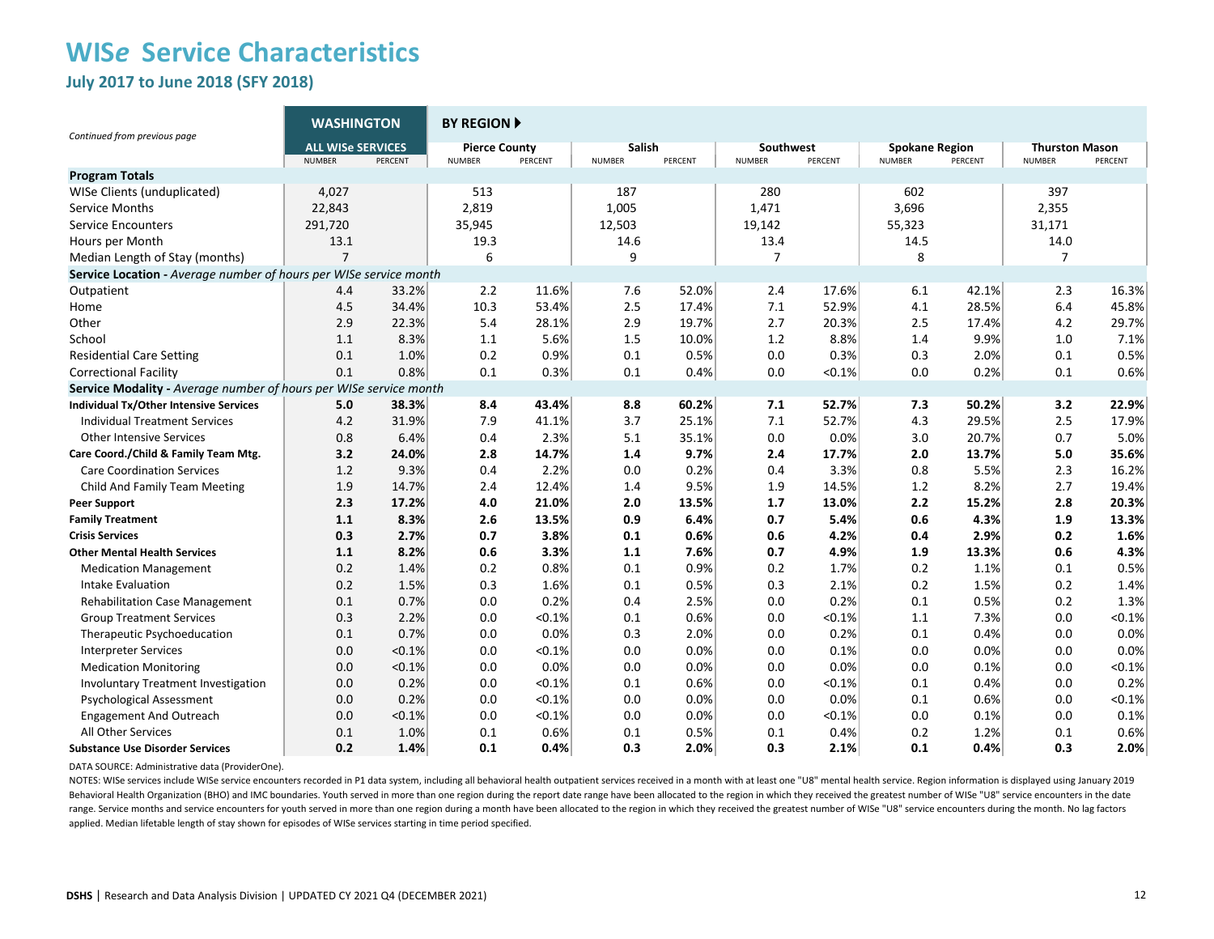# WISe Service Characteristics

## July 2017 to June 2018 (SFY 2018)

*Continued from previous page*

| | WASHINGTON | | BY REGION ▶ | | | | | | | | | |
|---|---|---|---|---|---|---|---|---|---|---|---|---|
| | ALL WISe SERVICES | | Pierce County | | Salish | | Southwest | | Spokane Region | | Thurston Mason | |
| | NUMBER | PERCENT | NUMBER | PERCENT | NUMBER | PERCENT | NUMBER | PERCENT | NUMBER | PERCENT | NUMBER | PERCENT |
| **Program Totals** | | | | | | | | | | | | |
| WISe Clients (unduplicated) | 4,027 | | 513 | | 187 | | 280 | | 602 | | 397 | |
| Service Months | 22,843 | | 2,819 | | 1,005 | | 1,471 | | 3,696 | | 2,355 | |
| Service Encounters | 291,720 | | 35,945 | | 12,503 | | 19,142 | | 55,323 | | 31,171 | |
| Hours per Month | 13.1 | | 19.3 | | 14.6 | | 13.4 | | 14.5 | | 14.0 | |
| Median Length of Stay (months) | 7 | | 6 | | 9 | | 7 | | 8 | | 7 | |
| **Service Location -** *Average number of hours per WISe service month* | | | | | | | | | | | | |
| Outpatient | 4.4 | 33.2% | 2.2 | 11.6% | 7.6 | 52.0% | 2.4 | 17.6% | 6.1 | 42.1% | 2.3 | 16.3% |
| Home | 4.5 | 34.4% | 10.3 | 53.4% | 2.5 | 17.4% | 7.1 | 52.9% | 4.1 | 28.5% | 6.4 | 45.8% |
| Other | 2.9 | 22.3% | 5.4 | 28.1% | 2.9 | 19.7% | 2.7 | 20.3% | 2.5 | 17.4% | 4.2 | 29.7% |
| School | 1.1 | 8.3% | 1.1 | 5.6% | 1.5 | 10.0% | 1.2 | 8.8% | 1.4 | 9.9% | 1.0 | 7.1% |
| Residential Care Setting | 0.1 | 1.0% | 0.2 | 0.9% | 0.1 | 0.5% | 0.0 | 0.3% | 0.3 | 2.0% | 0.1 | 0.5% |
| Correctional Facility | 0.1 | 0.8% | 0.1 | 0.3% | 0.1 | 0.4% | 0.0 | <0.1% | 0.0 | 0.2% | 0.1 | 0.6% |
| **Service Modality -** *Average number of hours per WISe service month* | | | | | | | | | | | | |
| **Individual Tx/Other Intensive Services** | **5.0** | **38.3%** | **8.4** | **43.4%** | **8.8** | **60.2%** | **7.1** | **52.7%** | **7.3** | **50.2%** | **3.2** | **22.9%** |
| Individual Treatment Services | 4.2 | 31.9% | 7.9 | 41.1% | 3.7 | 25.1% | 7.1 | 52.7% | 4.3 | 29.5% | 2.5 | 17.9% |
| Other Intensive Services | 0.8 | 6.4% | 0.4 | 2.3% | 5.1 | 35.1% | 0.0 | 0.0% | 3.0 | 20.7% | 0.7 | 5.0% |
| **Care Coord./Child & Family Team Mtg.** | **3.2** | **24.0%** | **2.8** | **14.7%** | **1.4** | **9.7%** | **2.4** | **17.7%** | **2.0** | **13.7%** | **5.0** | **35.6%** |
| Care Coordination Services | 1.2 | 9.3% | 0.4 | 2.2% | 0.0 | 0.2% | 0.4 | 3.3% | 0.8 | 5.5% | 2.3 | 16.2% |
| Child And Family Team Meeting | 1.9 | 14.7% | 2.4 | 12.4% | 1.4 | 9.5% | 1.9 | 14.5% | 1.2 | 8.2% | 2.7 | 19.4% |
| **Peer Support** | **2.3** | **17.2%** | **4.0** | **21.0%** | **2.0** | **13.5%** | **1.7** | **13.0%** | **2.2** | **15.2%** | **2.8** | **20.3%** |
| **Family Treatment** | **1.1** | **8.3%** | **2.6** | **13.5%** | **0.9** | **6.4%** | **0.7** | **5.4%** | **0.6** | **4.3%** | **1.9** | **13.3%** |
| **Crisis Services** | **0.3** | **2.7%** | **0.7** | **3.8%** | **0.1** | **0.6%** | **0.6** | **4.2%** | **0.4** | **2.9%** | **0.2** | **1.6%** |
| **Other Mental Health Services** | **1.1** | **8.2%** | **0.6** | **3.3%** | **1.1** | **7.6%** | **0.7** | **4.9%** | **1.9** | **13.3%** | **0.6** | **4.3%** |
| Medication Management | 0.2 | 1.4% | 0.2 | 0.8% | 0.1 | 0.9% | 0.2 | 1.7% | 0.2 | 1.1% | 0.1 | 0.5% |
| Intake Evaluation | 0.2 | 1.5% | 0.3 | 1.6% | 0.1 | 0.5% | 0.3 | 2.1% | 0.2 | 1.5% | 0.2 | 1.4% |
| Rehabilitation Case Management | 0.1 | 0.7% | 0.0 | 0.2% | 0.4 | 2.5% | 0.0 | 0.2% | 0.1 | 0.5% | 0.2 | 1.3% |
| Group Treatment Services | 0.3 | 2.2% | 0.0 | <0.1% | 0.1 | 0.6% | 0.0 | <0.1% | 1.1 | 7.3% | 0.0 | <0.1% |
| Therapeutic Psychoeducation | 0.1 | 0.7% | 0.0 | 0.0% | 0.3 | 2.0% | 0.0 | 0.2% | 0.1 | 0.4% | 0.0 | 0.0% |
| Interpreter Services | 0.0 | <0.1% | 0.0 | <0.1% | 0.0 | 0.0% | 0.0 | 0.1% | 0.0 | 0.0% | 0.0 | 0.0% |
| Medication Monitoring | 0.0 | <0.1% | 0.0 | 0.0% | 0.0 | 0.0% | 0.0 | 0.0% | 0.0 | 0.1% | 0.0 | <0.1% |
| Involuntary Treatment Investigation | 0.0 | 0.2% | 0.0 | <0.1% | 0.1 | 0.6% | 0.0 | <0.1% | 0.1 | 0.4% | 0.0 | 0.2% |
| Psychological Assessment | 0.0 | 0.2% | 0.0 | <0.1% | 0.0 | 0.0% | 0.0 | 0.0% | 0.1 | 0.6% | 0.0 | <0.1% |
| Engagement And Outreach | 0.0 | <0.1% | 0.0 | <0.1% | 0.0 | 0.0% | 0.0 | <0.1% | 0.0 | 0.1% | 0.0 | 0.1% |
| All Other Services | 0.1 | 1.0% | 0.1 | 0.6% | 0.1 | 0.5% | 0.1 | 0.4% | 0.2 | 1.2% | 0.1 | 0.6% |
| **Substance Use Disorder Services** | **0.2** | **1.4%** | **0.1** | **0.4%** | **0.3** | **2.0%** | **0.3** | **2.1%** | **0.1** | **0.4%** | **0.3** | **2.0%** |

DATA SOURCE: Administrative data (ProviderOne).

NOTES: WISe services include WISe service encounters recorded in P1 data system, including all behavioral health outpatient services received in a month with at least one "U8" mental health service. Region information is displayed using January 2019 Behavioral Health Organization (BHO) and IMC boundaries. Youth served in more than one region during the report date range have been allocated to the region in which they received the greatest number of WISe "U8" service encounters in the date range. Service months and service encounters for youth served in more than one region during a month have been allocated to the region in which they received the greatest number of WISe "U8" service encounters during the month. No lag factors applied. Median lifetable length of stay shown for episodes of WISe services starting in time period specified.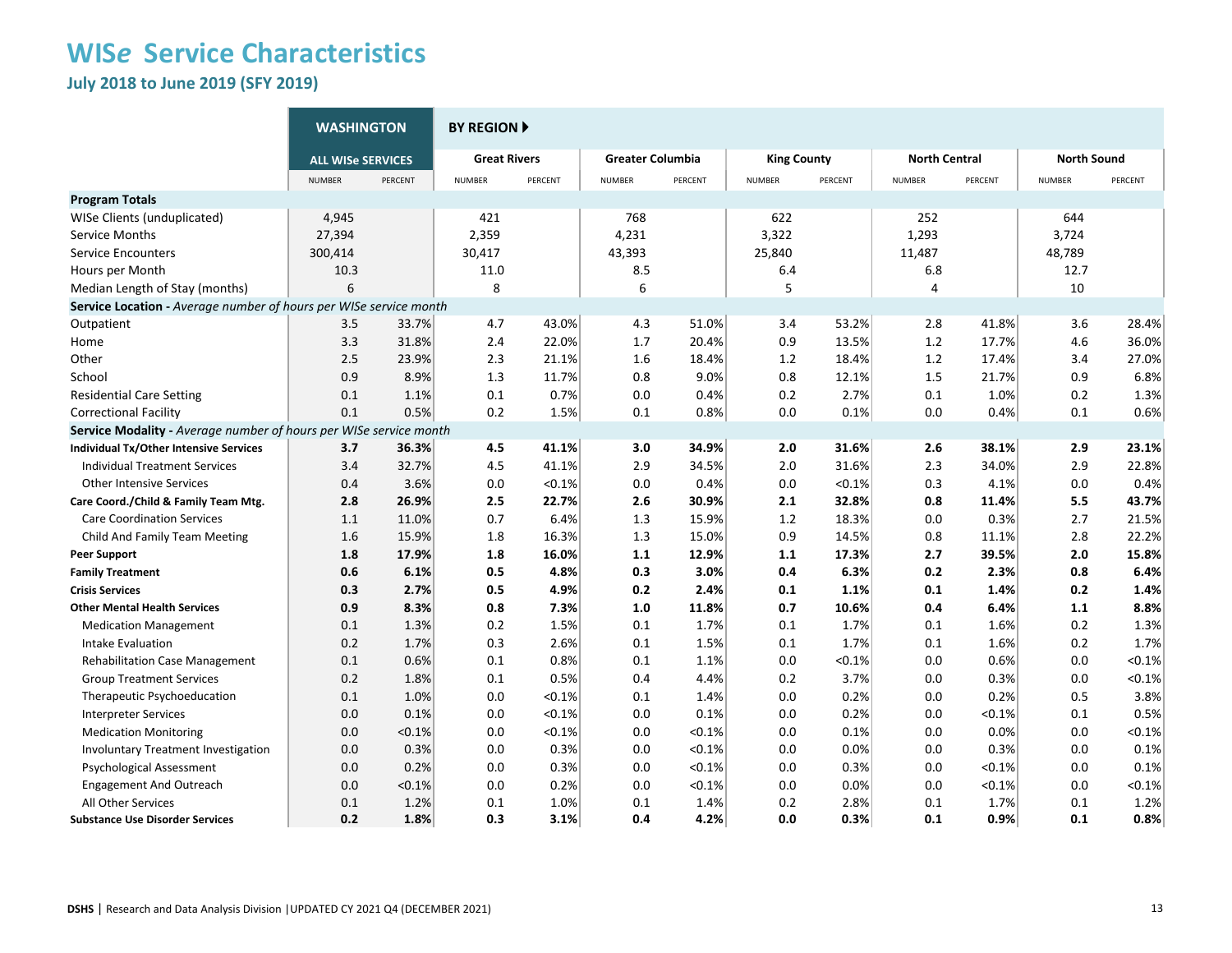# WIS*e* Service Characteristics

## July 2018 to June 2019 (SFY 2019)

| | WASHINGTON | | BY REGION ▶ | | | | | | | | | |
|---|---|---|---|---|---|---|---|---|---|---|---|---|
| | ALL WISe SERVICES | | Great Rivers | | Greater Columbia | | King County | | North Central | | North Sound | |
| | NUMBER | PERCENT | NUMBER | PERCENT | NUMBER | PERCENT | NUMBER | PERCENT | NUMBER | PERCENT | NUMBER | PERCENT |
| **Program Totals** | | | | | | | | | | | | |
| WISe Clients (unduplicated) | 4,945 | | 421 | | 768 | | 622 | | 252 | | 644 | |
| Service Months | 27,394 | | 2,359 | | 4,231 | | 3,322 | | 1,293 | | 3,724 | |
| Service Encounters | 300,414 | | 30,417 | | 43,393 | | 25,840 | | 11,487 | | 48,789 | |
| Hours per Month | 10.3 | | 11.0 | | 8.5 | | 6.4 | | 6.8 | | 12.7 | |
| Median Length of Stay (months) | 6 | | 8 | | 6 | | 5 | | 4 | | 10 | |
| **Service Location -** *Average number of hours per WISe service month* | | | | | | | | | | | | |
| Outpatient | 3.5 | 33.7% | 4.7 | 43.0% | 4.3 | 51.0% | 3.4 | 53.2% | 2.8 | 41.8% | 3.6 | 28.4% |
| Home | 3.3 | 31.8% | 2.4 | 22.0% | 1.7 | 20.4% | 0.9 | 13.5% | 1.2 | 17.7% | 4.6 | 36.0% |
| Other | 2.5 | 23.9% | 2.3 | 21.1% | 1.6 | 18.4% | 1.2 | 18.4% | 1.2 | 17.4% | 3.4 | 27.0% |
| School | 0.9 | 8.9% | 1.3 | 11.7% | 0.8 | 9.0% | 0.8 | 12.1% | 1.5 | 21.7% | 0.9 | 6.8% |
| Residential Care Setting | 0.1 | 1.1% | 0.1 | 0.7% | 0.0 | 0.4% | 0.2 | 2.7% | 0.1 | 1.0% | 0.2 | 1.3% |
| Correctional Facility | 0.1 | 0.5% | 0.2 | 1.5% | 0.1 | 0.8% | 0.0 | 0.1% | 0.0 | 0.4% | 0.1 | 0.6% |
| **Service Modality -** *Average number of hours per WISe service month* | | | | | | | | | | | | |
| **Individual Tx/Other Intensive Services** | **3.7** | **36.3%** | **4.5** | **41.1%** | **3.0** | **34.9%** | **2.0** | **31.6%** | **2.6** | **38.1%** | **2.9** | **23.1%** |
| Individual Treatment Services | 3.4 | 32.7% | 4.5 | 41.1% | 2.9 | 34.5% | 2.0 | 31.6% | 2.3 | 34.0% | 2.9 | 22.8% |
| Other Intensive Services | 0.4 | 3.6% | 0.0 | <0.1% | 0.0 | 0.4% | 0.0 | <0.1% | 0.3 | 4.1% | 0.0 | 0.4% |
| **Care Coord./Child & Family Team Mtg.** | **2.8** | **26.9%** | **2.5** | **22.7%** | **2.6** | **30.9%** | **2.1** | **32.8%** | **0.8** | **11.4%** | **5.5** | **43.7%** |
| Care Coordination Services | 1.1 | 11.0% | 0.7 | 6.4% | 1.3 | 15.9% | 1.2 | 18.3% | 0.0 | 0.3% | 2.7 | 21.5% |
| Child And Family Team Meeting | 1.6 | 15.9% | 1.8 | 16.3% | 1.3 | 15.0% | 0.9 | 14.5% | 0.8 | 11.1% | 2.8 | 22.2% |
| **Peer Support** | **1.8** | **17.9%** | **1.8** | **16.0%** | **1.1** | **12.9%** | **1.1** | **17.3%** | **2.7** | **39.5%** | **2.0** | **15.8%** |
| **Family Treatment** | **0.6** | **6.1%** | **0.5** | **4.8%** | **0.3** | **3.0%** | **0.4** | **6.3%** | **0.2** | **2.3%** | **0.8** | **6.4%** |
| **Crisis Services** | **0.3** | **2.7%** | **0.5** | **4.9%** | **0.2** | **2.4%** | **0.1** | **1.1%** | **0.1** | **1.4%** | **0.2** | **1.4%** |
| **Other Mental Health Services** | **0.9** | **8.3%** | **0.8** | **7.3%** | **1.0** | **11.8%** | **0.7** | **10.6%** | **0.4** | **6.4%** | **1.1** | **8.8%** |
| Medication Management | 0.1 | 1.3% | 0.2 | 1.5% | 0.1 | 1.7% | 0.1 | 1.7% | 0.1 | 1.6% | 0.2 | 1.3% |
| Intake Evaluation | 0.2 | 1.7% | 0.3 | 2.6% | 0.1 | 1.5% | 0.1 | 1.7% | 0.1 | 1.6% | 0.2 | 1.7% |
| Rehabilitation Case Management | 0.1 | 0.6% | 0.1 | 0.8% | 0.1 | 1.1% | 0.0 | <0.1% | 0.0 | 0.6% | 0.0 | <0.1% |
| Group Treatment Services | 0.2 | 1.8% | 0.1 | 0.5% | 0.4 | 4.4% | 0.2 | 3.7% | 0.0 | 0.3% | 0.0 | <0.1% |
| Therapeutic Psychoeducation | 0.1 | 1.0% | 0.0 | <0.1% | 0.1 | 1.4% | 0.0 | 0.2% | 0.0 | 0.2% | 0.5 | 3.8% |
| Interpreter Services | 0.0 | 0.1% | 0.0 | <0.1% | 0.0 | 0.1% | 0.0 | 0.2% | 0.0 | <0.1% | 0.1 | 0.5% |
| Medication Monitoring | 0.0 | <0.1% | 0.0 | <0.1% | 0.0 | <0.1% | 0.0 | 0.1% | 0.0 | 0.0% | 0.0 | <0.1% |
| Involuntary Treatment Investigation | 0.0 | 0.3% | 0.0 | 0.3% | 0.0 | <0.1% | 0.0 | 0.0% | 0.0 | 0.3% | 0.0 | 0.1% |
| Psychological Assessment | 0.0 | 0.2% | 0.0 | 0.3% | 0.0 | <0.1% | 0.0 | 0.3% | 0.0 | <0.1% | 0.0 | 0.1% |
| Engagement And Outreach | 0.0 | <0.1% | 0.0 | 0.2% | 0.0 | <0.1% | 0.0 | 0.0% | 0.0 | <0.1% | 0.0 | <0.1% |
| All Other Services | 0.1 | 1.2% | 0.1 | 1.0% | 0.1 | 1.4% | 0.2 | 2.8% | 0.1 | 1.7% | 0.1 | 1.2% |
| **Substance Use Disorder Services** | **0.2** | **1.8%** | **0.3** | **3.1%** | **0.4** | **4.2%** | **0.0** | **0.3%** | **0.1** | **0.9%** | **0.1** | **0.8%** |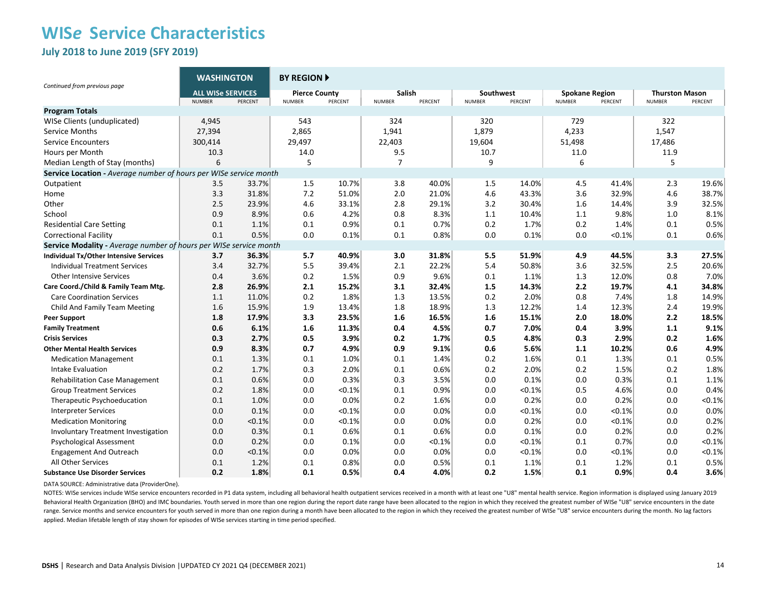# WIS*e* Service Characteristics

## July 2018 to June 2019 (SFY 2019)

*Continued from previous page*

| | WASHINGTON | | BY REGION ▶ | | | | | | | | | |
|---|---|---|---|---|---|---|---|---|---|---|---|---|
| | ALL WISe SERVICES | | Pierce County | | Salish | | Southwest | | Spokane Region | | Thurston Mason | |
| | NUMBER | PERCENT | NUMBER | PERCENT | NUMBER | PERCENT | NUMBER | PERCENT | NUMBER | PERCENT | NUMBER | PERCENT |
| **Program Totals** | | | | | | | | | | | | |
| WISe Clients (unduplicated) | 4,945 | | 543 | | 324 | | 320 | | 729 | | 322 | |
| Service Months | 27,394 | | 2,865 | | 1,941 | | 1,879 | | 4,233 | | 1,547 | |
| Service Encounters | 300,414 | | 29,497 | | 22,403 | | 19,604 | | 51,498 | | 17,486 | |
| Hours per Month | 10.3 | | 14.0 | | 9.5 | | 10.7 | | 11.0 | | 11.9 | |
| Median Length of Stay (months) | 6 | | 5 | | 7 | | 9 | | 6 | | 5 | |
| **Service Location -** *Average number of hours per WISe service month* | | | | | | | | | | | | |
| Outpatient | 3.5 | 33.7% | 1.5 | 10.7% | 3.8 | 40.0% | 1.5 | 14.0% | 4.5 | 41.4% | 2.3 | 19.6% |
| Home | 3.3 | 31.8% | 7.2 | 51.0% | 2.0 | 21.0% | 4.6 | 43.3% | 3.6 | 32.9% | 4.6 | 38.7% |
| Other | 2.5 | 23.9% | 4.6 | 33.1% | 2.8 | 29.1% | 3.2 | 30.4% | 1.6 | 14.4% | 3.9 | 32.5% |
| School | 0.9 | 8.9% | 0.6 | 4.2% | 0.8 | 8.3% | 1.1 | 10.4% | 1.1 | 9.8% | 1.0 | 8.1% |
| Residential Care Setting | 0.1 | 1.1% | 0.1 | 0.9% | 0.1 | 0.7% | 0.2 | 1.7% | 0.2 | 1.4% | 0.1 | 0.5% |
| Correctional Facility | 0.1 | 0.5% | 0.0 | 0.1% | 0.1 | 0.8% | 0.0 | 0.1% | 0.0 | <0.1% | 0.1 | 0.6% |
| **Service Modality -** *Average number of hours per WISe service month* | | | | | | | | | | | | |
| **Individual Tx/Other Intensive Services** | **3.7** | **36.3%** | **5.7** | **40.9%** | **3.0** | **31.8%** | **5.5** | **51.9%** | **4.9** | **44.5%** | **3.3** | **27.5%** |
| Individual Treatment Services | 3.4 | 32.7% | 5.5 | 39.4% | 2.1 | 22.2% | 5.4 | 50.8% | 3.6 | 32.5% | 2.5 | 20.6% |
| Other Intensive Services | 0.4 | 3.6% | 0.2 | 1.5% | 0.9 | 9.6% | 0.1 | 1.1% | 1.3 | 12.0% | 0.8 | 7.0% |
| **Care Coord./Child & Family Team Mtg.** | **2.8** | **26.9%** | **2.1** | **15.2%** | **3.1** | **32.4%** | **1.5** | **14.3%** | **2.2** | **19.7%** | **4.1** | **34.8%** |
| Care Coordination Services | 1.1 | 11.0% | 0.2 | 1.8% | 1.3 | 13.5% | 0.2 | 2.0% | 0.8 | 7.4% | 1.8 | 14.9% |
| Child And Family Team Meeting | 1.6 | 15.9% | 1.9 | 13.4% | 1.8 | 18.9% | 1.3 | 12.2% | 1.4 | 12.3% | 2.4 | 19.9% |
| **Peer Support** | **1.8** | **17.9%** | **3.3** | **23.5%** | **1.6** | **16.5%** | **1.6** | **15.1%** | **2.0** | **18.0%** | **2.2** | **18.5%** |
| **Family Treatment** | **0.6** | **6.1%** | **1.6** | **11.3%** | **0.4** | **4.5%** | **0.7** | **7.0%** | **0.4** | **3.9%** | **1.1** | **9.1%** |
| **Crisis Services** | **0.3** | **2.7%** | **0.5** | **3.9%** | **0.2** | **1.7%** | **0.5** | **4.8%** | **0.3** | **2.9%** | **0.2** | **1.6%** |
| **Other Mental Health Services** | **0.9** | **8.3%** | **0.7** | **4.9%** | **0.9** | **9.1%** | **0.6** | **5.6%** | **1.1** | **10.2%** | **0.6** | **4.9%** |
| Medication Management | 0.1 | 1.3% | 0.1 | 1.0% | 0.1 | 1.4% | 0.2 | 1.6% | 0.1 | 1.3% | 0.1 | 0.5% |
| Intake Evaluation | 0.2 | 1.7% | 0.3 | 2.0% | 0.1 | 0.6% | 0.2 | 2.0% | 0.2 | 1.5% | 0.2 | 1.8% |
| Rehabilitation Case Management | 0.1 | 0.6% | 0.0 | 0.3% | 0.3 | 3.5% | 0.0 | 0.1% | 0.0 | 0.3% | 0.1 | 1.1% |
| Group Treatment Services | 0.2 | 1.8% | 0.0 | <0.1% | 0.1 | 0.9% | 0.0 | <0.1% | 0.5 | 4.6% | 0.0 | 0.4% |
| Therapeutic Psychoeducation | 0.1 | 1.0% | 0.0 | 0.0% | 0.2 | 1.6% | 0.0 | 0.2% | 0.0 | 0.2% | 0.0 | <0.1% |
| Interpreter Services | 0.0 | 0.1% | 0.0 | <0.1% | 0.0 | 0.0% | 0.0 | <0.1% | 0.0 | <0.1% | 0.0 | 0.0% |
| Medication Monitoring | 0.0 | <0.1% | 0.0 | <0.1% | 0.0 | 0.0% | 0.0 | 0.2% | 0.0 | <0.1% | 0.0 | 0.2% |
| Involuntary Treatment Investigation | 0.0 | 0.3% | 0.1 | 0.6% | 0.1 | 0.6% | 0.0 | 0.1% | 0.0 | 0.2% | 0.0 | 0.2% |
| Psychological Assessment | 0.0 | 0.2% | 0.0 | 0.1% | 0.0 | <0.1% | 0.0 | <0.1% | 0.1 | 0.7% | 0.0 | <0.1% |
| Engagement And Outreach | 0.0 | <0.1% | 0.0 | 0.0% | 0.0 | 0.0% | 0.0 | <0.1% | 0.0 | <0.1% | 0.0 | <0.1% |
| All Other Services | 0.1 | 1.2% | 0.1 | 0.8% | 0.0 | 0.5% | 0.1 | 1.1% | 0.1 | 1.2% | 0.1 | 0.5% |
| **Substance Use Disorder Services** | **0.2** | **1.8%** | **0.1** | **0.5%** | **0.4** | **4.0%** | **0.2** | **1.5%** | **0.1** | **0.9%** | **0.4** | **3.6%** |

DATA SOURCE: Administrative data (ProviderOne).

NOTES: WISe services include WISe service encounters recorded in P1 data system, including all behavioral health outpatient services received in a month with at least one "U8" mental health service. Region information is displayed using January 2019 Behavioral Health Organization (BHO) and IMC boundaries. Youth served in more than one region during the report date range have been allocated to the region in which they received the greatest number of WISe "U8" service encounters in the date range. Service months and service encounters for youth served in more than one region during a month have been allocated to the region in which they received the greatest number of WISe "U8" service encounters during the month. No lag factors applied. Median lifetable length of stay shown for episodes of WISe services starting in time period specified.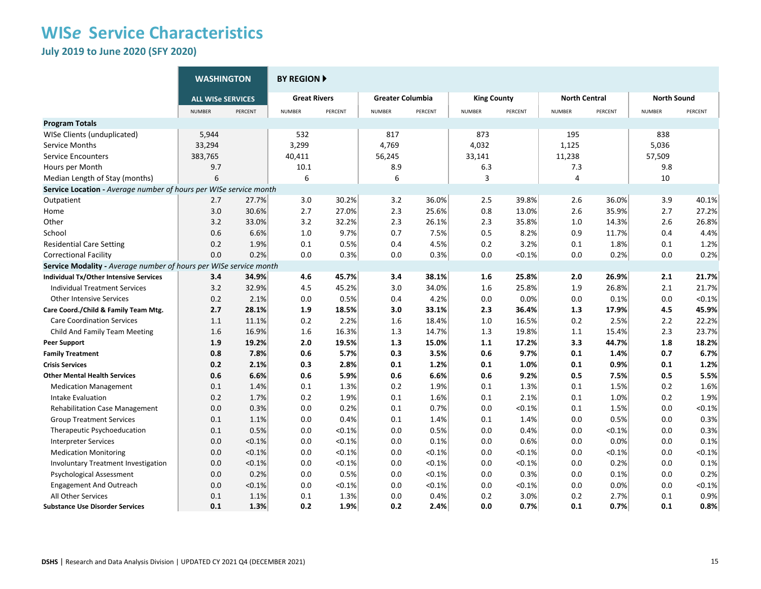# WISe Service Characteristics

## July 2019 to June 2020 (SFY 2020)

| | WASHINGTON | | BY REGION ▶ | | | | | | | | | |
|---|---|---|---|---|---|---|---|---|---|---|---|---|
| | ALL WISe SERVICES | | Great Rivers | | Greater Columbia | | King County | | North Central | | North Sound | |
| | NUMBER | PERCENT | NUMBER | PERCENT | NUMBER | PERCENT | NUMBER | PERCENT | NUMBER | PERCENT | NUMBER | PERCENT |
| **Program Totals** | | | | | | | | | | | | |
| WISe Clients (unduplicated) | 5,944 | | 532 | | 817 | | 873 | | 195 | | 838 | |
| Service Months | 33,294 | | 3,299 | | 4,769 | | 4,032 | | 1,125 | | 5,036 | |
| Service Encounters | 383,765 | | 40,411 | | 56,245 | | 33,141 | | 11,238 | | 57,509 | |
| Hours per Month | 9.7 | | 10.1 | | 8.9 | | 6.3 | | 7.3 | | 9.8 | |
| Median Length of Stay (months) | 6 | | 6 | | 6 | | 3 | | 4 | | 10 | |
| **Service Location** - *Average number of hours per WISe service month* | | | | | | | | | | | | |
| Outpatient | 2.7 | 27.7% | 3.0 | 30.2% | 3.2 | 36.0% | 2.5 | 39.8% | 2.6 | 36.0% | 3.9 | 40.1% |
| Home | 3.0 | 30.6% | 2.7 | 27.0% | 2.3 | 25.6% | 0.8 | 13.0% | 2.6 | 35.9% | 2.7 | 27.2% |
| Other | 3.2 | 33.0% | 3.2 | 32.2% | 2.3 | 26.1% | 2.3 | 35.8% | 1.0 | 14.3% | 2.6 | 26.8% |
| School | 0.6 | 6.6% | 1.0 | 9.7% | 0.7 | 7.5% | 0.5 | 8.2% | 0.9 | 11.7% | 0.4 | 4.4% |
| Residential Care Setting | 0.2 | 1.9% | 0.1 | 0.5% | 0.4 | 4.5% | 0.2 | 3.2% | 0.1 | 1.8% | 0.1 | 1.2% |
| Correctional Facility | 0.0 | 0.2% | 0.0 | 0.3% | 0.0 | 0.3% | 0.0 | <0.1% | 0.0 | 0.2% | 0.0 | 0.2% |
| **Service Modality** - *Average number of hours per WISe service month* | | | | | | | | | | | | |
| **Individual Tx/Other Intensive Services** | **3.4** | **34.9%** | **4.6** | **45.7%** | **3.4** | **38.1%** | **1.6** | **25.8%** | **2.0** | **26.9%** | **2.1** | **21.7%** |
| Individual Treatment Services | 3.2 | 32.9% | 4.5 | 45.2% | 3.0 | 34.0% | 1.6 | 25.8% | 1.9 | 26.8% | 2.1 | 21.7% |
| Other Intensive Services | 0.2 | 2.1% | 0.0 | 0.5% | 0.4 | 4.2% | 0.0 | 0.0% | 0.0 | 0.1% | 0.0 | <0.1% |
| **Care Coord./Child & Family Team Mtg.** | **2.7** | **28.1%** | **1.9** | **18.5%** | **3.0** | **33.1%** | **2.3** | **36.4%** | **1.3** | **17.9%** | **4.5** | **45.9%** |
| Care Coordination Services | 1.1 | 11.1% | 0.2 | 2.2% | 1.6 | 18.4% | 1.0 | 16.5% | 0.2 | 2.5% | 2.2 | 22.2% |
| Child And Family Team Meeting | 1.6 | 16.9% | 1.6 | 16.3% | 1.3 | 14.7% | 1.3 | 19.8% | 1.1 | 15.4% | 2.3 | 23.7% |
| **Peer Support** | **1.9** | **19.2%** | **2.0** | **19.5%** | **1.3** | **15.0%** | **1.1** | **17.2%** | **3.3** | **44.7%** | **1.8** | **18.2%** |
| **Family Treatment** | **0.8** | **7.8%** | **0.6** | **5.7%** | **0.3** | **3.5%** | **0.6** | **9.7%** | **0.1** | **1.4%** | **0.7** | **6.7%** |
| **Crisis Services** | **0.2** | **2.1%** | **0.3** | **2.8%** | **0.1** | **1.2%** | **0.1** | **1.0%** | **0.1** | **0.9%** | **0.1** | **1.2%** |
| **Other Mental Health Services** | **0.6** | **6.6%** | **0.6** | **5.9%** | **0.6** | **6.6%** | **0.6** | **9.2%** | **0.5** | **7.5%** | **0.5** | **5.5%** |
| Medication Management | 0.1 | 1.4% | 0.1 | 1.3% | 0.2 | 1.9% | 0.1 | 1.3% | 0.1 | 1.5% | 0.2 | 1.6% |
| Intake Evaluation | 0.2 | 1.7% | 0.2 | 1.9% | 0.1 | 1.6% | 0.1 | 2.1% | 0.1 | 1.0% | 0.2 | 1.9% |
| Rehabilitation Case Management | 0.0 | 0.3% | 0.0 | 0.2% | 0.1 | 0.7% | 0.0 | <0.1% | 0.1 | 1.5% | 0.0 | <0.1% |
| Group Treatment Services | 0.1 | 1.1% | 0.0 | 0.4% | 0.1 | 1.4% | 0.1 | 1.4% | 0.0 | 0.5% | 0.0 | 0.3% |
| Therapeutic Psychoeducation | 0.1 | 0.5% | 0.0 | <0.1% | 0.0 | 0.5% | 0.0 | 0.4% | 0.0 | <0.1% | 0.0 | 0.3% |
| Interpreter Services | 0.0 | <0.1% | 0.0 | <0.1% | 0.0 | 0.1% | 0.0 | 0.6% | 0.0 | 0.0% | 0.0 | 0.1% |
| Medication Monitoring | 0.0 | <0.1% | 0.0 | <0.1% | 0.0 | <0.1% | 0.0 | <0.1% | 0.0 | <0.1% | 0.0 | <0.1% |
| Involuntary Treatment Investigation | 0.0 | <0.1% | 0.0 | <0.1% | 0.0 | <0.1% | 0.0 | <0.1% | 0.0 | 0.2% | 0.0 | 0.1% |
| Psychological Assessment | 0.0 | 0.2% | 0.0 | 0.5% | 0.0 | <0.1% | 0.0 | 0.3% | 0.0 | 0.1% | 0.0 | 0.2% |
| Engagement And Outreach | 0.0 | <0.1% | 0.0 | <0.1% | 0.0 | <0.1% | 0.0 | <0.1% | 0.0 | 0.0% | 0.0 | <0.1% |
| All Other Services | 0.1 | 1.1% | 0.1 | 1.3% | 0.0 | 0.4% | 0.2 | 3.0% | 0.2 | 2.7% | 0.1 | 0.9% |
| **Substance Use Disorder Services** | **0.1** | **1.3%** | **0.2** | **1.9%** | **0.2** | **2.4%** | **0.0** | **0.7%** | **0.1** | **0.7%** | **0.1** | **0.8%** |

**DSHS** | Research and Data Analysis Division | UPDATED CY 2021 Q4 (DECEMBER 2021)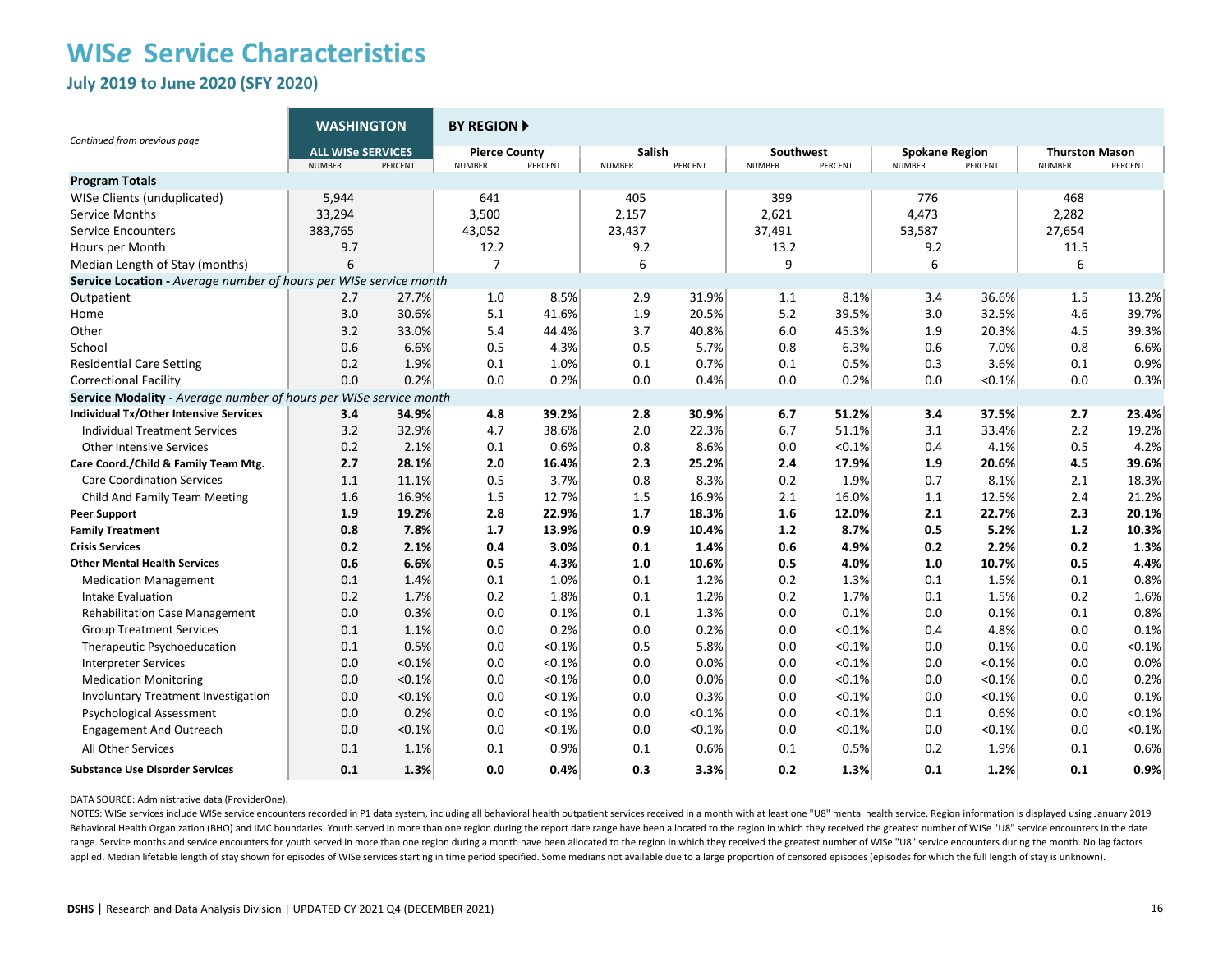# WIS*e* Service Characteristics

## July 2019 to June 2020 (SFY 2020)

*Continued from previous page*

| | WASHINGTON | | BY REGION ▶ | | | | | | | | | |
|---|---|---|---|---|---|---|---|---|---|---|---|---|
| | ALL WISe SERVICES | | Pierce County | | Salish | | Southwest | | Spokane Region | | Thurston Mason | |
| | NUMBER | PERCENT | NUMBER | PERCENT | NUMBER | PERCENT | NUMBER | PERCENT | NUMBER | PERCENT | NUMBER | PERCENT |
| **Program Totals** | | | | | | | | | | | | |
| WISe Clients (unduplicated) | 5,944 | | 641 | | 405 | | 399 | | 776 | | 468 | |
| Service Months | 33,294 | | 3,500 | | 2,157 | | 2,621 | | 4,473 | | 2,282 | |
| Service Encounters | 383,765 | | 43,052 | | 23,437 | | 37,491 | | 53,587 | | 27,654 | |
| Hours per Month | 9.7 | | 12.2 | | 9.2 | | 13.2 | | 9.2 | | 11.5 | |
| Median Length of Stay (months) | 6 | | 7 | | 6 | | 9 | | 6 | | 6 | |
| **Service Location** - *Average number of hours per WISe service month* | | | | | | | | | | | | |
| Outpatient | 2.7 | 27.7% | 1.0 | 8.5% | 2.9 | 31.9% | 1.1 | 8.1% | 3.4 | 36.6% | 1.5 | 13.2% |
| Home | 3.0 | 30.6% | 5.1 | 41.6% | 1.9 | 20.5% | 5.2 | 39.5% | 3.0 | 32.5% | 4.6 | 39.7% |
| Other | 3.2 | 33.0% | 5.4 | 44.4% | 3.7 | 40.8% | 6.0 | 45.3% | 1.9 | 20.3% | 4.5 | 39.3% |
| School | 0.6 | 6.6% | 0.5 | 4.3% | 0.5 | 5.7% | 0.8 | 6.3% | 0.6 | 7.0% | 0.8 | 6.6% |
| Residential Care Setting | 0.2 | 1.9% | 0.1 | 1.0% | 0.1 | 0.7% | 0.1 | 0.5% | 0.3 | 3.6% | 0.1 | 0.9% |
| Correctional Facility | 0.0 | 0.2% | 0.0 | 0.2% | 0.0 | 0.4% | 0.0 | 0.2% | 0.0 | <0.1% | 0.0 | 0.3% |
| **Service Modality** - *Average number of hours per WISe service month* | | | | | | | | | | | | |
| **Individual Tx/Other Intensive Services** | **3.4** | **34.9%** | **4.8** | **39.2%** | **2.8** | **30.9%** | **6.7** | **51.2%** | **3.4** | **37.5%** | **2.7** | **23.4%** |
| Individual Treatment Services | 3.2 | 32.9% | 4.7 | 38.6% | 2.0 | 22.3% | 6.7 | 51.1% | 3.1 | 33.4% | 2.2 | 19.2% |
| Other Intensive Services | 0.2 | 2.1% | 0.1 | 0.6% | 0.8 | 8.6% | 0.0 | <0.1% | 0.4 | 4.1% | 0.5 | 4.2% |
| **Care Coord./Child & Family Team Mtg.** | **2.7** | **28.1%** | **2.0** | **16.4%** | **2.3** | **25.2%** | **2.4** | **17.9%** | **1.9** | **20.6%** | **4.5** | **39.6%** |
| Care Coordination Services | 1.1 | 11.1% | 0.5 | 3.7% | 0.8 | 8.3% | 0.2 | 1.9% | 0.7 | 8.1% | 2.1 | 18.3% |
| Child And Family Team Meeting | 1.6 | 16.9% | 1.5 | 12.7% | 1.5 | 16.9% | 2.1 | 16.0% | 1.1 | 12.5% | 2.4 | 21.2% |
| **Peer Support** | **1.9** | **19.2%** | **2.8** | **22.9%** | **1.7** | **18.3%** | **1.6** | **12.0%** | **2.1** | **22.7%** | **2.3** | **20.1%** |
| **Family Treatment** | **0.8** | **7.8%** | **1.7** | **13.9%** | **0.9** | **10.4%** | **1.2** | **8.7%** | **0.5** | **5.2%** | **1.2** | **10.3%** |
| **Crisis Services** | **0.2** | **2.1%** | **0.4** | **3.0%** | **0.1** | **1.4%** | **0.6** | **4.9%** | **0.2** | **2.2%** | **0.2** | **1.3%** |
| **Other Mental Health Services** | **0.6** | **6.6%** | **0.5** | **4.3%** | **1.0** | **10.6%** | **0.5** | **4.0%** | **1.0** | **10.7%** | **0.5** | **4.4%** |
| Medication Management | 0.1 | 1.4% | 0.1 | 1.0% | 0.1 | 1.2% | 0.2 | 1.3% | 0.1 | 1.5% | 0.1 | 0.8% |
| Intake Evaluation | 0.2 | 1.7% | 0.2 | 1.8% | 0.1 | 1.2% | 0.2 | 1.7% | 0.1 | 1.5% | 0.2 | 1.6% |
| Rehabilitation Case Management | 0.0 | 0.3% | 0.0 | 0.1% | 0.1 | 1.3% | 0.0 | 0.1% | 0.0 | 0.1% | 0.1 | 0.8% |
| Group Treatment Services | 0.1 | 1.1% | 0.0 | 0.2% | 0.0 | 0.2% | 0.0 | <0.1% | 0.4 | 4.8% | 0.0 | 0.1% |
| Therapeutic Psychoeducation | 0.1 | 0.5% | 0.0 | <0.1% | 0.5 | 5.8% | 0.0 | <0.1% | 0.0 | 0.1% | 0.0 | <0.1% |
| Interpreter Services | 0.0 | <0.1% | 0.0 | <0.1% | 0.0 | 0.0% | 0.0 | <0.1% | 0.0 | <0.1% | 0.0 | 0.0% |
| Medication Monitoring | 0.0 | <0.1% | 0.0 | <0.1% | 0.0 | 0.0% | 0.0 | <0.1% | 0.0 | <0.1% | 0.0 | 0.2% |
| Involuntary Treatment Investigation | 0.0 | <0.1% | 0.0 | <0.1% | 0.0 | 0.3% | 0.0 | <0.1% | 0.0 | <0.1% | 0.0 | 0.1% |
| Psychological Assessment | 0.0 | 0.2% | 0.0 | <0.1% | 0.0 | <0.1% | 0.0 | <0.1% | 0.1 | 0.6% | 0.0 | <0.1% |
| Engagement And Outreach | 0.0 | <0.1% | 0.0 | <0.1% | 0.0 | <0.1% | 0.0 | <0.1% | 0.0 | <0.1% | 0.0 | <0.1% |
| All Other Services | 0.1 | 1.1% | 0.1 | 0.9% | 0.1 | 0.6% | 0.1 | 0.5% | 0.2 | 1.9% | 0.1 | 0.6% |
| **Substance Use Disorder Services** | **0.1** | **1.3%** | **0.0** | **0.4%** | **0.3** | **3.3%** | **0.2** | **1.3%** | **0.1** | **1.2%** | **0.1** | **0.9%** |

DATA SOURCE: Administrative data (ProviderOne).

NOTES: WISe services include WISe service encounters recorded in P1 data system, including all behavioral health outpatient services received in a month with at least one "U8" mental health service. Region information is displayed using January 2019 Behavioral Health Organization (BHO) and IMC boundaries. Youth served in more than one region during the report date range have been allocated to the region in which they received the greatest number of WISe "U8" service encounters in the date range. Service months and service encounters for youth served in more than one region during a month have been allocated to the region in which they received the greatest number of WISe "U8" service encounters during the month. No lag factors applied. Median lifetable length of stay shown for episodes of WISe services starting in time period specified. Some medians not available due to a large proportion of censored episodes (episodes for which the full length of stay is unknown).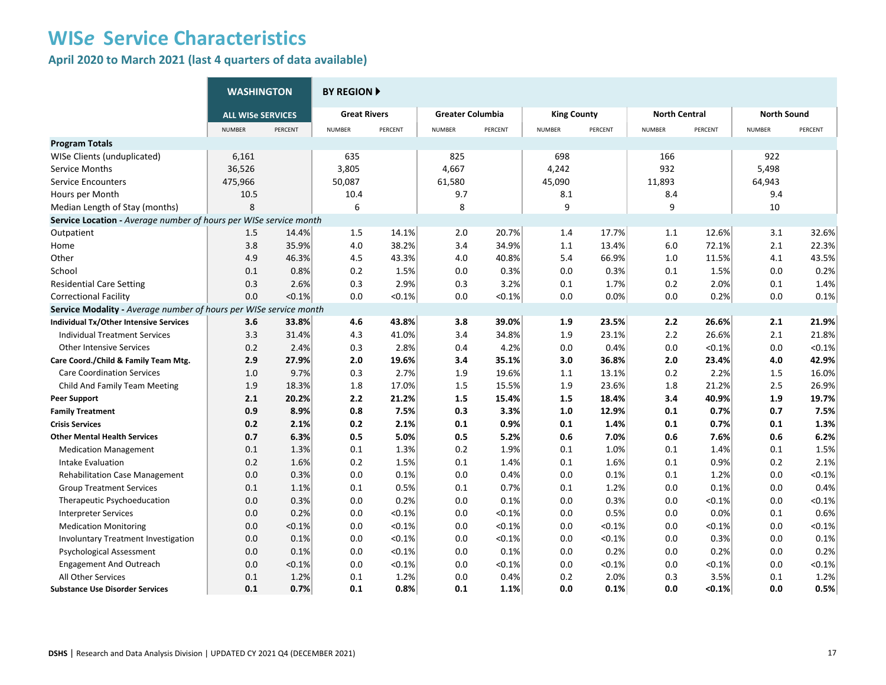# WISe Service Characteristics

## April 2020 to March 2021 (last 4 quarters of data available)

| | WASHINGTON | | BY REGION ▶ | | | | | | | | | |
|---|---|---|---|---|---|---|---|---|---|---|---|---|
| | ALL WISe SERVICES | | Great Rivers | | Greater Columbia | | King County | | North Central | | North Sound | |
| | NUMBER | PERCENT | NUMBER | PERCENT | NUMBER | PERCENT | NUMBER | PERCENT | NUMBER | PERCENT | NUMBER | PERCENT |
| **Program Totals** | | | | | | | | | | | | |
| WISe Clients (unduplicated) | 6,161 | | 635 | | 825 | | 698 | | 166 | | 922 | |
| Service Months | 36,526 | | 3,805 | | 4,667 | | 4,242 | | 932 | | 5,498 | |
| Service Encounters | 475,966 | | 50,087 | | 61,580 | | 45,090 | | 11,893 | | 64,943 | |
| Hours per Month | 10.5 | | 10.4 | | 9.7 | | 8.1 | | 8.4 | | 9.4 | |
| Median Length of Stay (months) | 8 | | 6 | | 8 | | 9 | | 9 | | 10 | |
| **Service Location** - *Average number of hours per WISe service month* | | | | | | | | | | | | |
| Outpatient | 1.5 | 14.4% | 1.5 | 14.1% | 2.0 | 20.7% | 1.4 | 17.7% | 1.1 | 12.6% | 3.1 | 32.6% |
| Home | 3.8 | 35.9% | 4.0 | 38.2% | 3.4 | 34.9% | 1.1 | 13.4% | 6.0 | 72.1% | 2.1 | 22.3% |
| Other | 4.9 | 46.3% | 4.5 | 43.3% | 4.0 | 40.8% | 5.4 | 66.9% | 1.0 | 11.5% | 4.1 | 43.5% |
| School | 0.1 | 0.8% | 0.2 | 1.5% | 0.0 | 0.3% | 0.0 | 0.3% | 0.1 | 1.5% | 0.0 | 0.2% |
| Residential Care Setting | 0.3 | 2.6% | 0.3 | 2.9% | 0.3 | 3.2% | 0.1 | 1.7% | 0.2 | 2.0% | 0.1 | 1.4% |
| Correctional Facility | 0.0 | <0.1% | 0.0 | <0.1% | 0.0 | <0.1% | 0.0 | 0.0% | 0.0 | 0.2% | 0.0 | 0.1% |
| **Service Modality** - *Average number of hours per WISe service month* | | | | | | | | | | | | |
| **Individual Tx/Other Intensive Services** | **3.6** | **33.8%** | **4.6** | **43.8%** | **3.8** | **39.0%** | **1.9** | **23.5%** | **2.2** | **26.6%** | **2.1** | **21.9%** |
| Individual Treatment Services | 3.3 | 31.4% | 4.3 | 41.0% | 3.4 | 34.8% | 1.9 | 23.1% | 2.2 | 26.6% | 2.1 | 21.8% |
| Other Intensive Services | 0.2 | 2.4% | 0.3 | 2.8% | 0.4 | 4.2% | 0.0 | 0.4% | 0.0 | <0.1% | 0.0 | <0.1% |
| **Care Coord./Child & Family Team Mtg.** | **2.9** | **27.9%** | **2.0** | **19.6%** | **3.4** | **35.1%** | **3.0** | **36.8%** | **2.0** | **23.4%** | **4.0** | **42.9%** |
| Care Coordination Services | 1.0 | 9.7% | 0.3 | 2.7% | 1.9 | 19.6% | 1.1 | 13.1% | 0.2 | 2.2% | 1.5 | 16.0% |
| Child And Family Team Meeting | 1.9 | 18.3% | 1.8 | 17.0% | 1.5 | 15.5% | 1.9 | 23.6% | 1.8 | 21.2% | 2.5 | 26.9% |
| **Peer Support** | **2.1** | **20.2%** | **2.2** | **21.2%** | **1.5** | **15.4%** | **1.5** | **18.4%** | **3.4** | **40.9%** | **1.9** | **19.7%** |
| **Family Treatment** | **0.9** | **8.9%** | **0.8** | **7.5%** | **0.3** | **3.3%** | **1.0** | **12.9%** | **0.1** | **0.7%** | **0.7** | **7.5%** |
| **Crisis Services** | **0.2** | **2.1%** | **0.2** | **2.1%** | **0.1** | **0.9%** | **0.1** | **1.4%** | **0.1** | **0.7%** | **0.1** | **1.3%** |
| **Other Mental Health Services** | **0.7** | **6.3%** | **0.5** | **5.0%** | **0.5** | **5.2%** | **0.6** | **7.0%** | **0.6** | **7.6%** | **0.6** | **6.2%** |
| Medication Management | 0.1 | 1.3% | 0.1 | 1.3% | 0.2 | 1.9% | 0.1 | 1.0% | 0.1 | 1.4% | 0.1 | 1.5% |
| Intake Evaluation | 0.2 | 1.6% | 0.2 | 1.5% | 0.1 | 1.4% | 0.1 | 1.6% | 0.1 | 0.9% | 0.2 | 2.1% |
| Rehabilitation Case Management | 0.0 | 0.3% | 0.0 | 0.1% | 0.0 | 0.4% | 0.0 | 0.1% | 0.1 | 1.2% | 0.0 | <0.1% |
| Group Treatment Services | 0.1 | 1.1% | 0.1 | 0.5% | 0.1 | 0.7% | 0.1 | 1.2% | 0.0 | 0.1% | 0.0 | 0.4% |
| Therapeutic Psychoeducation | 0.0 | 0.3% | 0.0 | 0.2% | 0.0 | 0.1% | 0.0 | 0.3% | 0.0 | <0.1% | 0.0 | <0.1% |
| Interpreter Services | 0.0 | 0.2% | 0.0 | <0.1% | 0.0 | <0.1% | 0.0 | 0.5% | 0.0 | 0.0% | 0.1 | 0.6% |
| Medication Monitoring | 0.0 | <0.1% | 0.0 | <0.1% | 0.0 | <0.1% | 0.0 | <0.1% | 0.0 | <0.1% | 0.0 | <0.1% |
| Involuntary Treatment Investigation | 0.0 | 0.1% | 0.0 | <0.1% | 0.0 | <0.1% | 0.0 | <0.1% | 0.0 | 0.3% | 0.0 | 0.1% |
| Psychological Assessment | 0.0 | 0.1% | 0.0 | <0.1% | 0.0 | 0.1% | 0.0 | 0.2% | 0.0 | 0.2% | 0.0 | 0.2% |
| Engagement And Outreach | 0.0 | <0.1% | 0.0 | <0.1% | 0.0 | <0.1% | 0.0 | <0.1% | 0.0 | <0.1% | 0.0 | <0.1% |
| All Other Services | 0.1 | 1.2% | 0.1 | 1.2% | 0.0 | 0.4% | 0.2 | 2.0% | 0.3 | 3.5% | 0.1 | 1.2% |
| **Substance Use Disorder Services** | **0.1** | **0.7%** | **0.1** | **0.8%** | **0.1** | **1.1%** | **0.0** | **0.1%** | **0.0** | **<0.1%** | **0.0** | **0.5%** |

**DSHS** | Research and Data Analysis Division | UPDATED CY 2021 Q4 (DECEMBER 2021)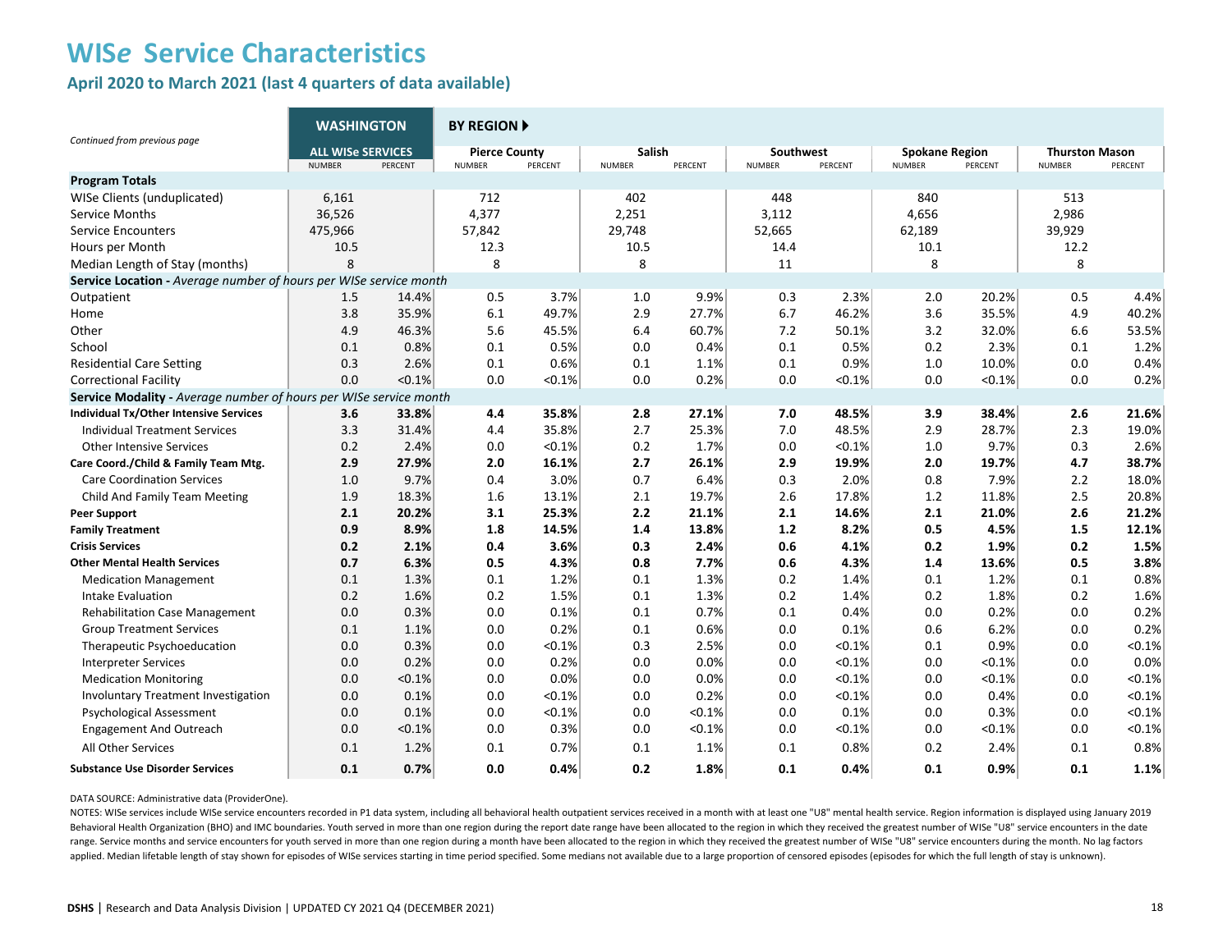# WISe Service Characteristics

## April 2020 to March 2021 (last 4 quarters of data available)

*Continued from previous page*

| | WASHINGTON | | BY REGION ▶ | | | | | | | | | |
|---|---|---|---|---|---|---|---|---|---|---|---|---|
| | ALL WISe SERVICES | | Pierce County | | Salish | | Southwest | | Spokane Region | | Thurston Mason | |
| | NUMBER | PERCENT | NUMBER | PERCENT | NUMBER | PERCENT | NUMBER | PERCENT | NUMBER | PERCENT | NUMBER | PERCENT |
| **Program Totals** | | | | | | | | | | | | |
| WISe Clients (unduplicated) | 6,161 | | 712 | | 402 | | 448 | | 840 | | 513 | |
| Service Months | 36,526 | | 4,377 | | 2,251 | | 3,112 | | 4,656 | | 2,986 | |
| Service Encounters | 475,966 | | 57,842 | | 29,748 | | 52,665 | | 62,189 | | 39,929 | |
| Hours per Month | 10.5 | | 12.3 | | 10.5 | | 14.4 | | 10.1 | | 12.2 | |
| Median Length of Stay (months) | 8 | | 8 | | 8 | | 11 | | 8 | | 8 | |
| **Service Location** - *Average number of hours per WISe service month* | | | | | | | | | | | | |
| Outpatient | 1.5 | 14.4% | 0.5 | 3.7% | 1.0 | 9.9% | 0.3 | 2.3% | 2.0 | 20.2% | 0.5 | 4.4% |
| Home | 3.8 | 35.9% | 6.1 | 49.7% | 2.9 | 27.7% | 6.7 | 46.2% | 3.6 | 35.5% | 4.9 | 40.2% |
| Other | 4.9 | 46.3% | 5.6 | 45.5% | 6.4 | 60.7% | 7.2 | 50.1% | 3.2 | 32.0% | 6.6 | 53.5% |
| School | 0.1 | 0.8% | 0.1 | 0.5% | 0.0 | 0.4% | 0.1 | 0.5% | 0.2 | 2.3% | 0.1 | 1.2% |
| Residential Care Setting | 0.3 | 2.6% | 0.1 | 0.6% | 0.1 | 1.1% | 0.1 | 0.9% | 1.0 | 10.0% | 0.0 | 0.4% |
| Correctional Facility | 0.0 | <0.1% | 0.0 | <0.1% | 0.0 | 0.2% | 0.0 | <0.1% | 0.0 | <0.1% | 0.0 | 0.2% |
| **Service Modality** - *Average number of hours per WISe service month* | | | | | | | | | | | | |
| **Individual Tx/Other Intensive Services** | **3.6** | **33.8%** | **4.4** | **35.8%** | **2.8** | **27.1%** | **7.0** | **48.5%** | **3.9** | **38.4%** | **2.6** | **21.6%** |
| Individual Treatment Services | 3.3 | 31.4% | 4.4 | 35.8% | 2.7 | 25.3% | 7.0 | 48.5% | 2.9 | 28.7% | 2.3 | 19.0% |
| Other Intensive Services | 0.2 | 2.4% | 0.0 | <0.1% | 0.2 | 1.7% | 0.0 | <0.1% | 1.0 | 9.7% | 0.3 | 2.6% |
| **Care Coord./Child & Family Team Mtg.** | **2.9** | **27.9%** | **2.0** | **16.1%** | **2.7** | **26.1%** | **2.9** | **19.9%** | **2.0** | **19.7%** | **4.7** | **38.7%** |
| Care Coordination Services | 1.0 | 9.7% | 0.4 | 3.0% | 0.7 | 6.4% | 0.3 | 2.0% | 0.8 | 7.9% | 2.2 | 18.0% |
| Child And Family Team Meeting | 1.9 | 18.3% | 1.6 | 13.1% | 2.1 | 19.7% | 2.6 | 17.8% | 1.2 | 11.8% | 2.5 | 20.8% |
| **Peer Support** | **2.1** | **20.2%** | **3.1** | **25.3%** | **2.2** | **21.1%** | **2.1** | **14.6%** | **2.1** | **21.0%** | **2.6** | **21.2%** |
| **Family Treatment** | **0.9** | **8.9%** | **1.8** | **14.5%** | **1.4** | **13.8%** | **1.2** | **8.2%** | **0.5** | **4.5%** | **1.5** | **12.1%** |
| **Crisis Services** | **0.2** | **2.1%** | **0.4** | **3.6%** | **0.3** | **2.4%** | **0.6** | **4.1%** | **0.2** | **1.9%** | **0.2** | **1.5%** |
| **Other Mental Health Services** | **0.7** | **6.3%** | **0.5** | **4.3%** | **0.8** | **7.7%** | **0.6** | **4.3%** | **1.4** | **13.6%** | **0.5** | **3.8%** |
| Medication Management | 0.1 | 1.3% | 0.1 | 1.2% | 0.1 | 1.3% | 0.2 | 1.4% | 0.1 | 1.2% | 0.1 | 0.8% |
| Intake Evaluation | 0.2 | 1.6% | 0.2 | 1.5% | 0.1 | 1.3% | 0.2 | 1.4% | 0.2 | 1.8% | 0.2 | 1.6% |
| Rehabilitation Case Management | 0.0 | 0.3% | 0.0 | 0.1% | 0.1 | 0.7% | 0.1 | 0.4% | 0.0 | 0.2% | 0.0 | 0.2% |
| Group Treatment Services | 0.1 | 1.1% | 0.0 | 0.2% | 0.1 | 0.6% | 0.0 | 0.1% | 0.6 | 6.2% | 0.0 | 0.2% |
| Therapeutic Psychoeducation | 0.0 | 0.3% | 0.0 | <0.1% | 0.3 | 2.5% | 0.0 | <0.1% | 0.1 | 0.9% | 0.0 | <0.1% |
| Interpreter Services | 0.0 | 0.2% | 0.0 | 0.2% | 0.0 | 0.0% | 0.0 | <0.1% | 0.0 | <0.1% | 0.0 | 0.0% |
| Medication Monitoring | 0.0 | <0.1% | 0.0 | 0.0% | 0.0 | 0.0% | 0.0 | <0.1% | 0.0 | <0.1% | 0.0 | <0.1% |
| Involuntary Treatment Investigation | 0.0 | 0.1% | 0.0 | <0.1% | 0.0 | 0.2% | 0.0 | <0.1% | 0.0 | 0.4% | 0.0 | <0.1% |
| Psychological Assessment | 0.0 | 0.1% | 0.0 | <0.1% | 0.0 | <0.1% | 0.0 | 0.1% | 0.0 | 0.3% | 0.0 | <0.1% |
| Engagement And Outreach | 0.0 | <0.1% | 0.0 | 0.3% | 0.0 | <0.1% | 0.0 | <0.1% | 0.0 | <0.1% | 0.0 | <0.1% |
| All Other Services | 0.1 | 1.2% | 0.1 | 0.7% | 0.1 | 1.1% | 0.1 | 0.8% | 0.2 | 2.4% | 0.1 | 0.8% |
| **Substance Use Disorder Services** | **0.1** | **0.7%** | **0.0** | **0.4%** | **0.2** | **1.8%** | **0.1** | **0.4%** | **0.1** | **0.9%** | **0.1** | **1.1%** |

DATA SOURCE: Administrative data (ProviderOne).

NOTES: WISe services include WISe service encounters recorded in P1 data system, including all behavioral health outpatient services received in a month with at least one "U8" mental health service. Region information is displayed using January 2019 Behavioral Health Organization (BHO) and IMC boundaries. Youth served in more than one region during the report date range have been allocated to the region in which they received the greatest number of WISe "U8" service encounters in the date range. Service months and service encounters for youth served in more than one region during a month have been allocated to the region in which they received the greatest number of WISe "U8" service encounters during the month. No lag factors applied. Median lifetable length of stay shown for episodes of WISe services starting in time period specified. Some medians not available due to a large proportion of censored episodes (episodes for which the full length of stay is unknown).